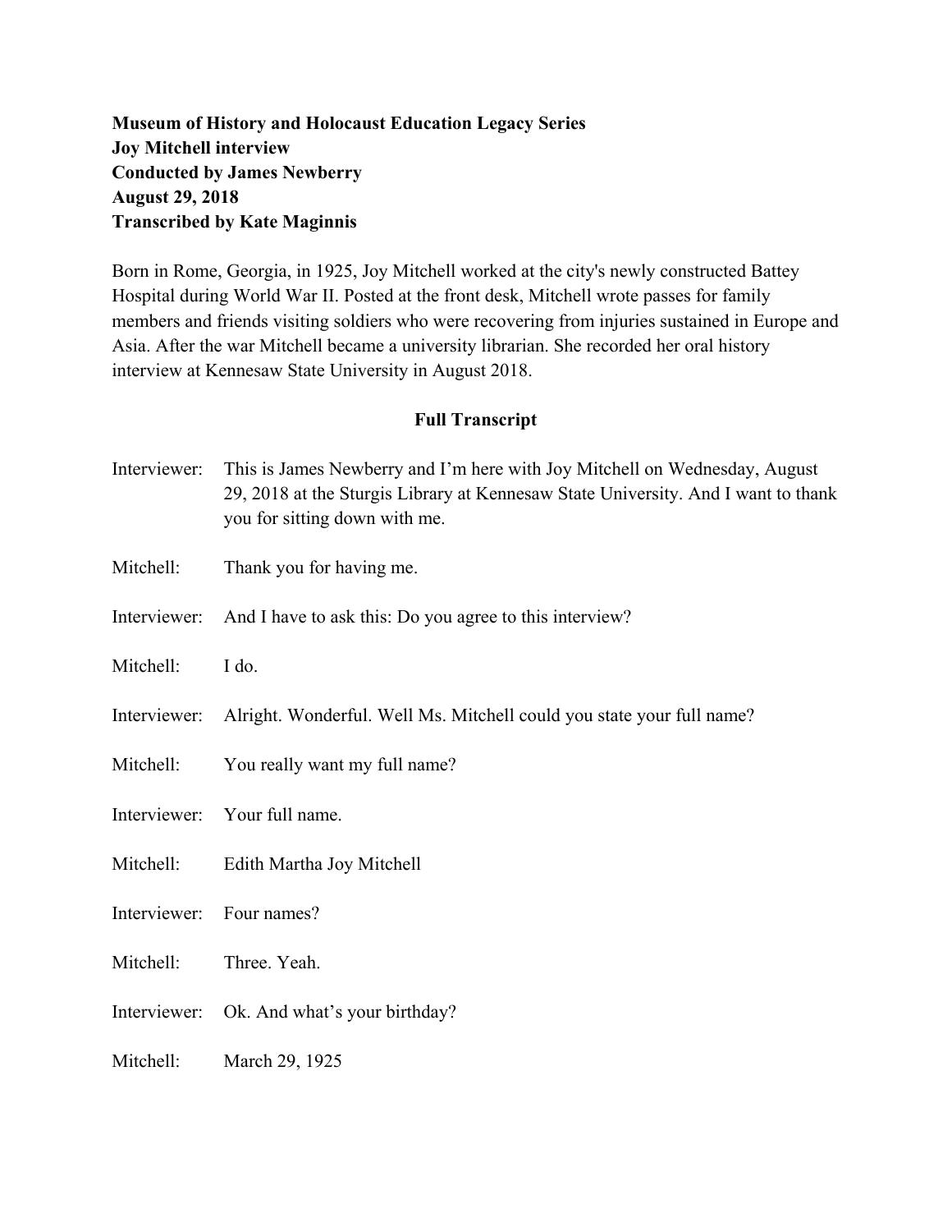**Museum of History and Holocaust Education Legacy Series**
**Joy Mitchell interview**
**Conducted by James Newberry**
**August 29, 2018**
**Transcribed by Kate Maginnis**

Born in Rome, Georgia, in 1925, Joy Mitchell worked at the city's newly constructed Battey Hospital during World War II. Posted at the front desk, Mitchell wrote passes for family members and friends visiting soldiers who were recovering from injuries sustained in Europe and Asia. After the war Mitchell became a university librarian. She recorded her oral history interview at Kennesaw State University in August 2018.

## Full Transcript

Interviewer: This is James Newberry and I'm here with Joy Mitchell on Wednesday, August 29, 2018 at the Sturgis Library at Kennesaw State University. And I want to thank you for sitting down with me.

Mitchell: Thank you for having me.

Interviewer: And I have to ask this: Do you agree to this interview?

Mitchell: I do.

Interviewer: Alright. Wonderful. Well Ms. Mitchell could you state your full name?

Mitchell: You really want my full name?

Interviewer: Your full name.

Mitchell: Edith Martha Joy Mitchell

Interviewer: Four names?

Mitchell: Three. Yeah.

Interviewer: Ok. And what's your birthday?

Mitchell: March 29, 1925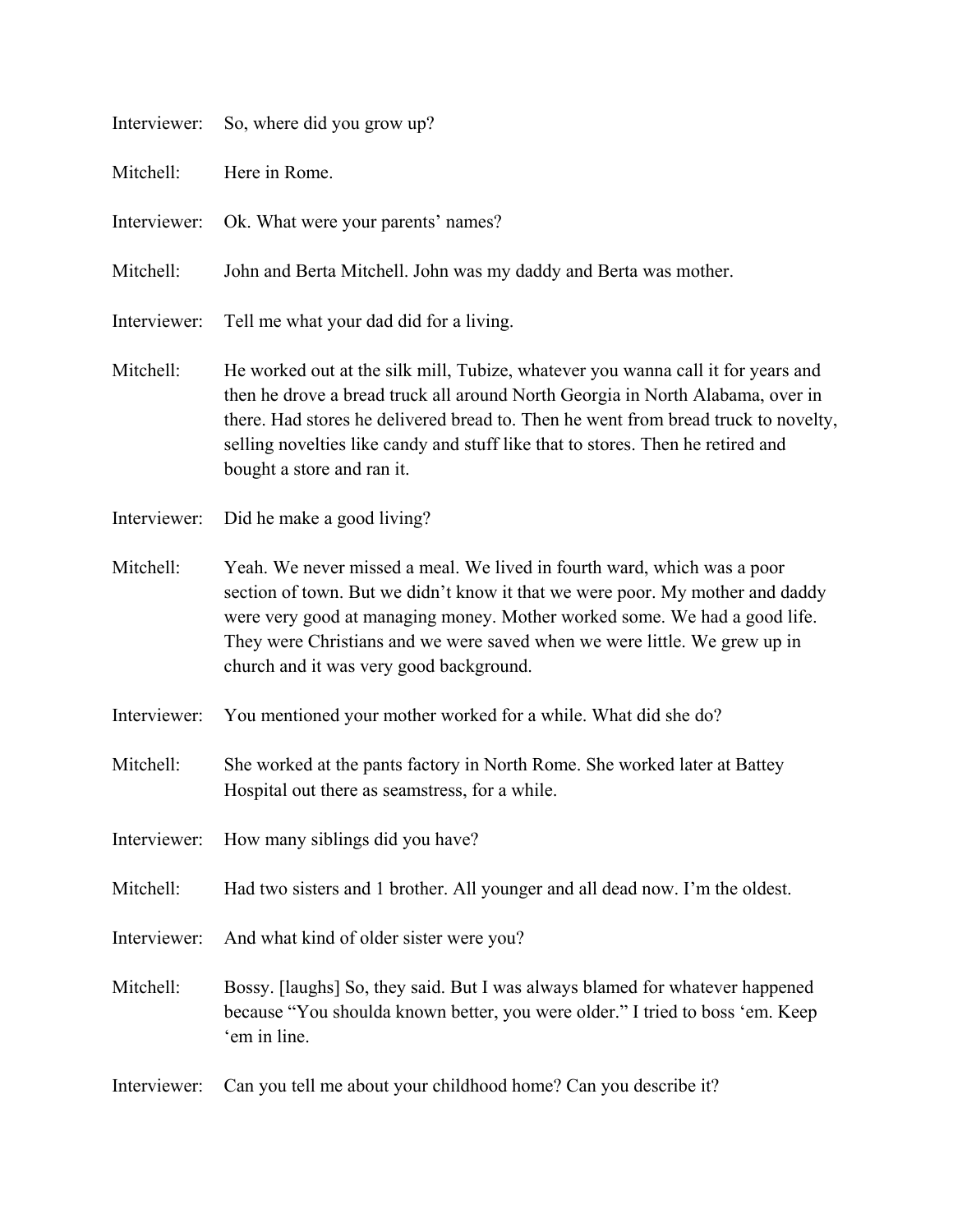Interviewer: So, where did you grow up?

Mitchell: Here in Rome.

Interviewer: Ok. What were your parents' names?

Mitchell: John and Berta Mitchell. John was my daddy and Berta was mother.

Interviewer: Tell me what your dad did for a living.

Mitchell: He worked out at the silk mill, Tubize, whatever you wanna call it for years and then he drove a bread truck all around North Georgia in North Alabama, over in there. Had stores he delivered bread to. Then he went from bread truck to novelty, selling novelties like candy and stuff like that to stores. Then he retired and bought a store and ran it.

Interviewer: Did he make a good living?

Mitchell: Yeah. We never missed a meal. We lived in fourth ward, which was a poor section of town. But we didn't know it that we were poor. My mother and daddy were very good at managing money. Mother worked some. We had a good life. They were Christians and we were saved when we were little. We grew up in church and it was very good background.

Interviewer: You mentioned your mother worked for a while. What did she do?

Mitchell: She worked at the pants factory in North Rome. She worked later at Battey Hospital out there as seamstress, for a while.

Interviewer: How many siblings did you have?

Mitchell: Had two sisters and 1 brother. All younger and all dead now. I'm the oldest.

Interviewer: And what kind of older sister were you?

Mitchell: Bossy. [laughs] So, they said. But I was always blamed for whatever happened because "You shoulda known better, you were older." I tried to boss 'em. Keep 'em in line.

Interviewer: Can you tell me about your childhood home? Can you describe it?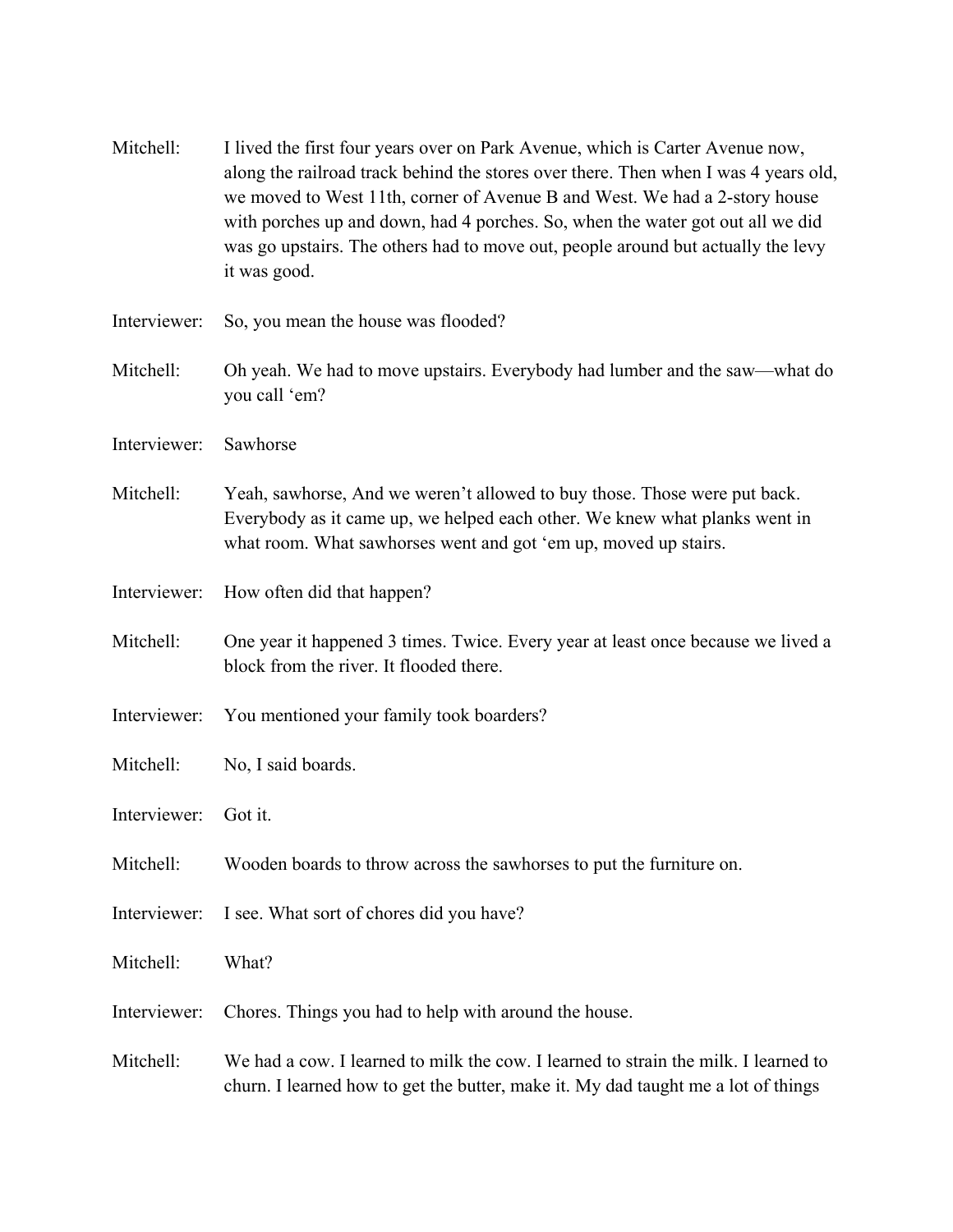Mitchell: I lived the first four years over on Park Avenue, which is Carter Avenue now, along the railroad track behind the stores over there. Then when I was 4 years old, we moved to West 11th, corner of Avenue B and West. We had a 2-story house with porches up and down, had 4 porches. So, when the water got out all we did was go upstairs. The others had to move out, people around but actually the levy it was good.

Interviewer: So, you mean the house was flooded?

Mitchell: Oh yeah. We had to move upstairs. Everybody had lumber and the saw—what do you call 'em?

Interviewer: Sawhorse

Mitchell: Yeah, sawhorse, And we weren't allowed to buy those. Those were put back. Everybody as it came up, we helped each other. We knew what planks went in what room. What sawhorses went and got 'em up, moved up stairs.

Interviewer: How often did that happen?

Mitchell: One year it happened 3 times. Twice. Every year at least once because we lived a block from the river. It flooded there.

Interviewer: You mentioned your family took boarders?

Mitchell: No, I said boards.

Interviewer: Got it.

Mitchell: Wooden boards to throw across the sawhorses to put the furniture on.

Interviewer: I see. What sort of chores did you have?

Mitchell: What?

Interviewer: Chores. Things you had to help with around the house.

Mitchell: We had a cow. I learned to milk the cow. I learned to strain the milk. I learned to churn. I learned how to get the butter, make it. My dad taught me a lot of things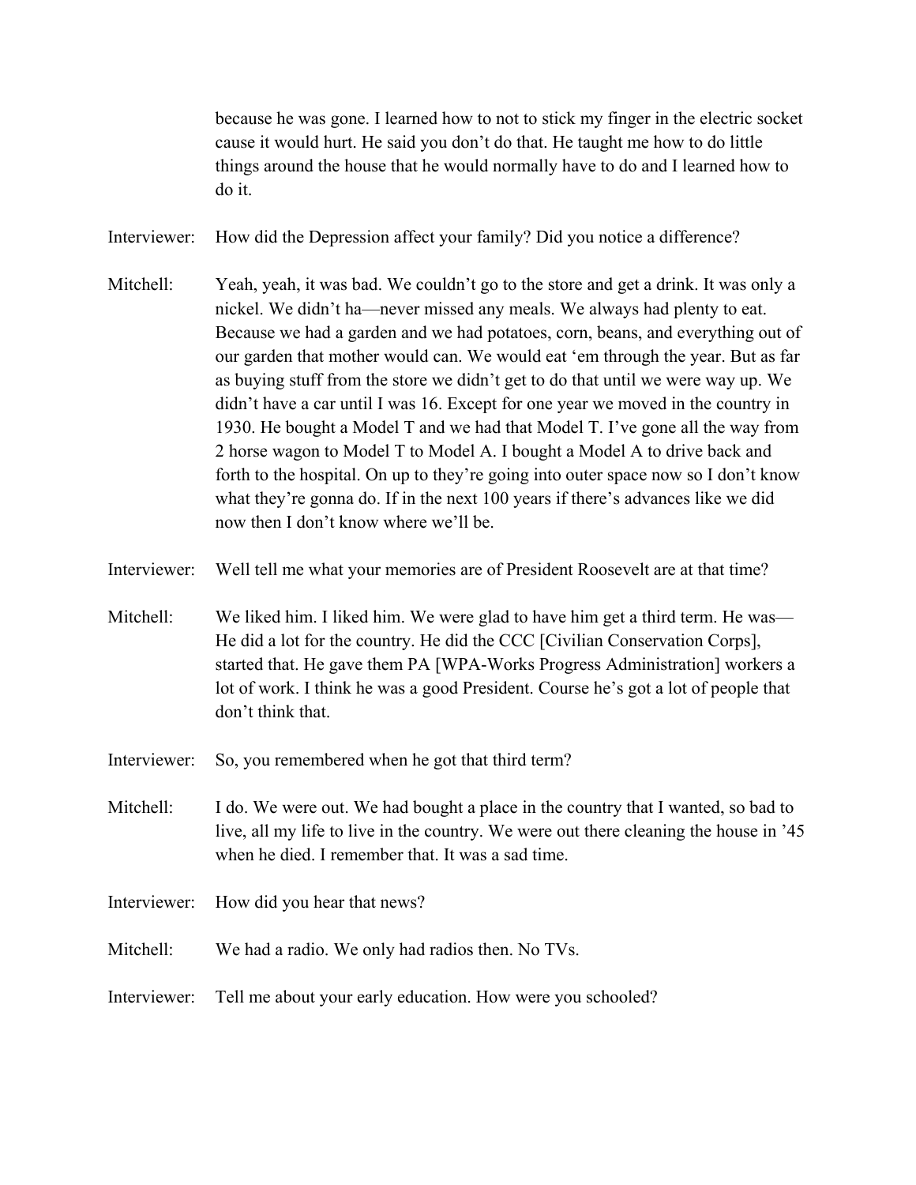because he was gone. I learned how to not to stick my finger in the electric socket cause it would hurt. He said you don't do that. He taught me how to do little things around the house that he would normally have to do and I learned how to do it.

Interviewer: How did the Depression affect your family? Did you notice a difference?

Mitchell: Yeah, yeah, it was bad. We couldn't go to the store and get a drink. It was only a nickel. We didn't ha—never missed any meals. We always had plenty to eat. Because we had a garden and we had potatoes, corn, beans, and everything out of our garden that mother would can. We would eat 'em through the year. But as far as buying stuff from the store we didn't get to do that until we were way up. We didn't have a car until I was 16. Except for one year we moved in the country in 1930. He bought a Model T and we had that Model T. I've gone all the way from 2 horse wagon to Model T to Model A. I bought a Model A to drive back and forth to the hospital. On up to they're going into outer space now so I don't know what they're gonna do. If in the next 100 years if there's advances like we did now then I don't know where we'll be.

Interviewer: Well tell me what your memories are of President Roosevelt are at that time?

Mitchell: We liked him. I liked him. We were glad to have him get a third term. He was—He did a lot for the country. He did the CCC [Civilian Conservation Corps], started that. He gave them PA [WPA-Works Progress Administration] workers a lot of work. I think he was a good President. Course he's got a lot of people that don't think that.

Interviewer: So, you remembered when he got that third term?

Mitchell: I do. We were out. We had bought a place in the country that I wanted, so bad to live, all my life to live in the country. We were out there cleaning the house in '45 when he died. I remember that. It was a sad time.

Interviewer: How did you hear that news?

Mitchell: We had a radio. We only had radios then. No TVs.

Interviewer: Tell me about your early education. How were you schooled?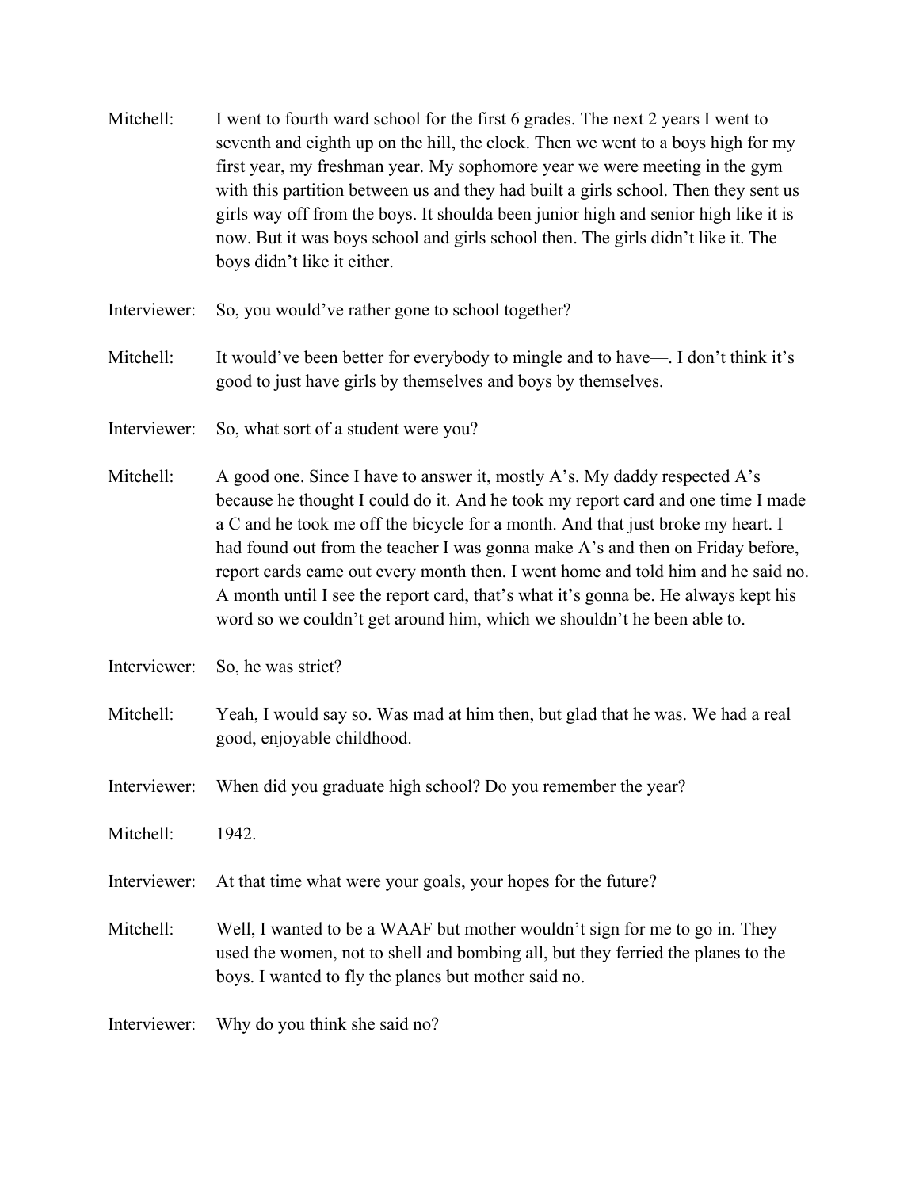Mitchell: I went to fourth ward school for the first 6 grades. The next 2 years I went to seventh and eighth up on the hill, the clock. Then we went to a boys high for my first year, my freshman year. My sophomore year we were meeting in the gym with this partition between us and they had built a girls school. Then they sent us girls way off from the boys. It shoulda been junior high and senior high like it is now. But it was boys school and girls school then. The girls didn't like it. The boys didn't like it either.

Interviewer: So, you would've rather gone to school together?

Mitchell: It would've been better for everybody to mingle and to have—. I don't think it's good to just have girls by themselves and boys by themselves.

Interviewer: So, what sort of a student were you?

Mitchell: A good one. Since I have to answer it, mostly A's. My daddy respected A's because he thought I could do it. And he took my report card and one time I made a C and he took me off the bicycle for a month. And that just broke my heart. I had found out from the teacher I was gonna make A's and then on Friday before, report cards came out every month then. I went home and told him and he said no. A month until I see the report card, that's what it's gonna be. He always kept his word so we couldn't get around him, which we shouldn't he been able to.

Interviewer: So, he was strict?

Mitchell: Yeah, I would say so. Was mad at him then, but glad that he was. We had a real good, enjoyable childhood.

Interviewer: When did you graduate high school? Do you remember the year?

Mitchell: 1942.

Interviewer: At that time what were your goals, your hopes for the future?

Mitchell: Well, I wanted to be a WAAF but mother wouldn't sign for me to go in. They used the women, not to shell and bombing all, but they ferried the planes to the boys. I wanted to fly the planes but mother said no.

Interviewer: Why do you think she said no?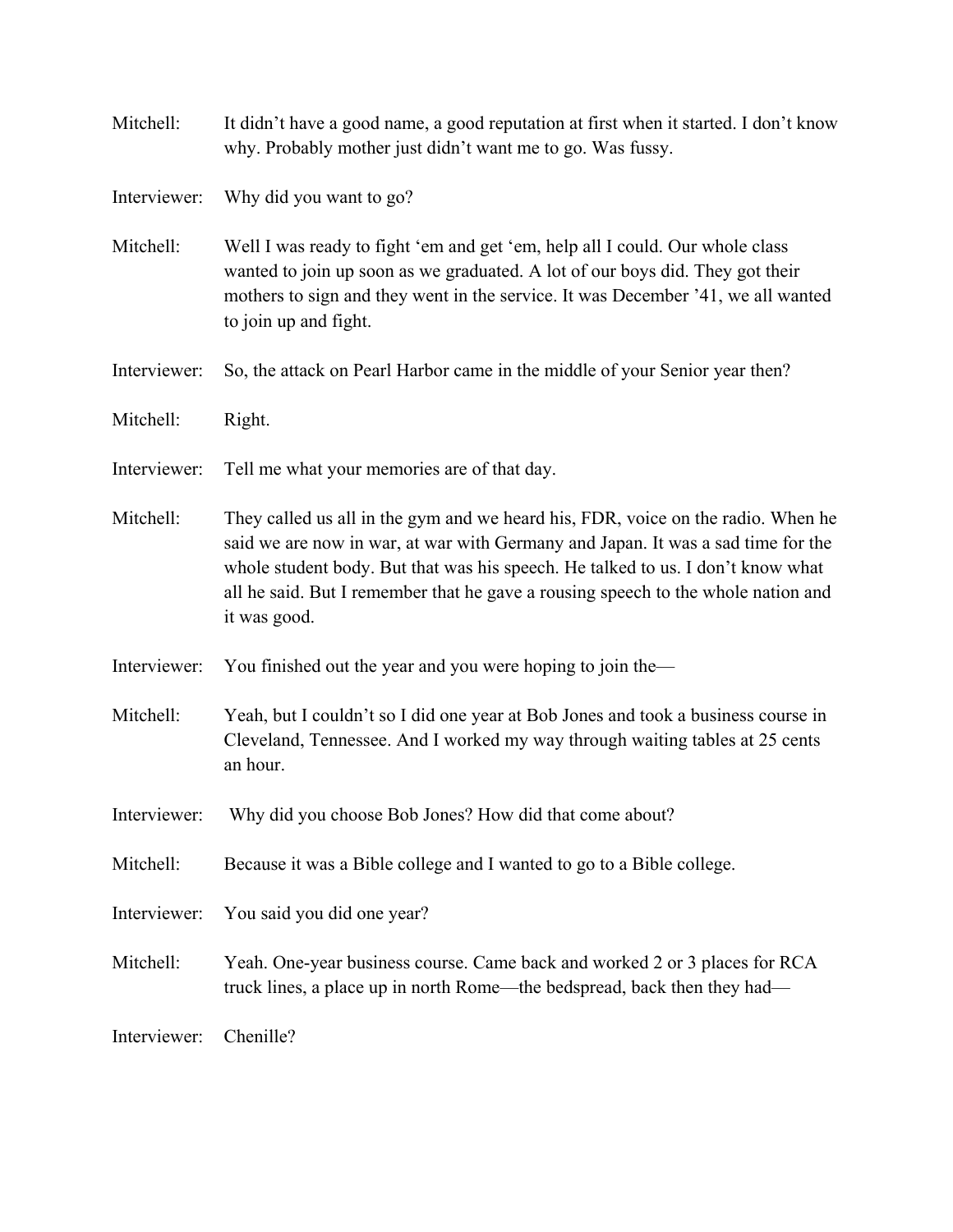Mitchell: It didn't have a good name, a good reputation at first when it started. I don't know why. Probably mother just didn't want me to go. Was fussy.

Interviewer: Why did you want to go?

Mitchell: Well I was ready to fight 'em and get 'em, help all I could. Our whole class wanted to join up soon as we graduated. A lot of our boys did. They got their mothers to sign and they went in the service. It was December '41, we all wanted to join up and fight.

Interviewer: So, the attack on Pearl Harbor came in the middle of your Senior year then?

Mitchell: Right.

Interviewer: Tell me what your memories are of that day.

Mitchell: They called us all in the gym and we heard his, FDR, voice on the radio. When he said we are now in war, at war with Germany and Japan. It was a sad time for the whole student body. But that was his speech. He talked to us. I don't know what all he said. But I remember that he gave a rousing speech to the whole nation and it was good.

Interviewer: You finished out the year and you were hoping to join the—

Mitchell: Yeah, but I couldn't so I did one year at Bob Jones and took a business course in Cleveland, Tennessee. And I worked my way through waiting tables at 25 cents an hour.

Interviewer: Why did you choose Bob Jones? How did that come about?

Mitchell: Because it was a Bible college and I wanted to go to a Bible college.

Interviewer: You said you did one year?

Mitchell: Yeah. One-year business course. Came back and worked 2 or 3 places for RCA truck lines, a place up in north Rome—the bedspread, back then they had—

Interviewer: Chenille?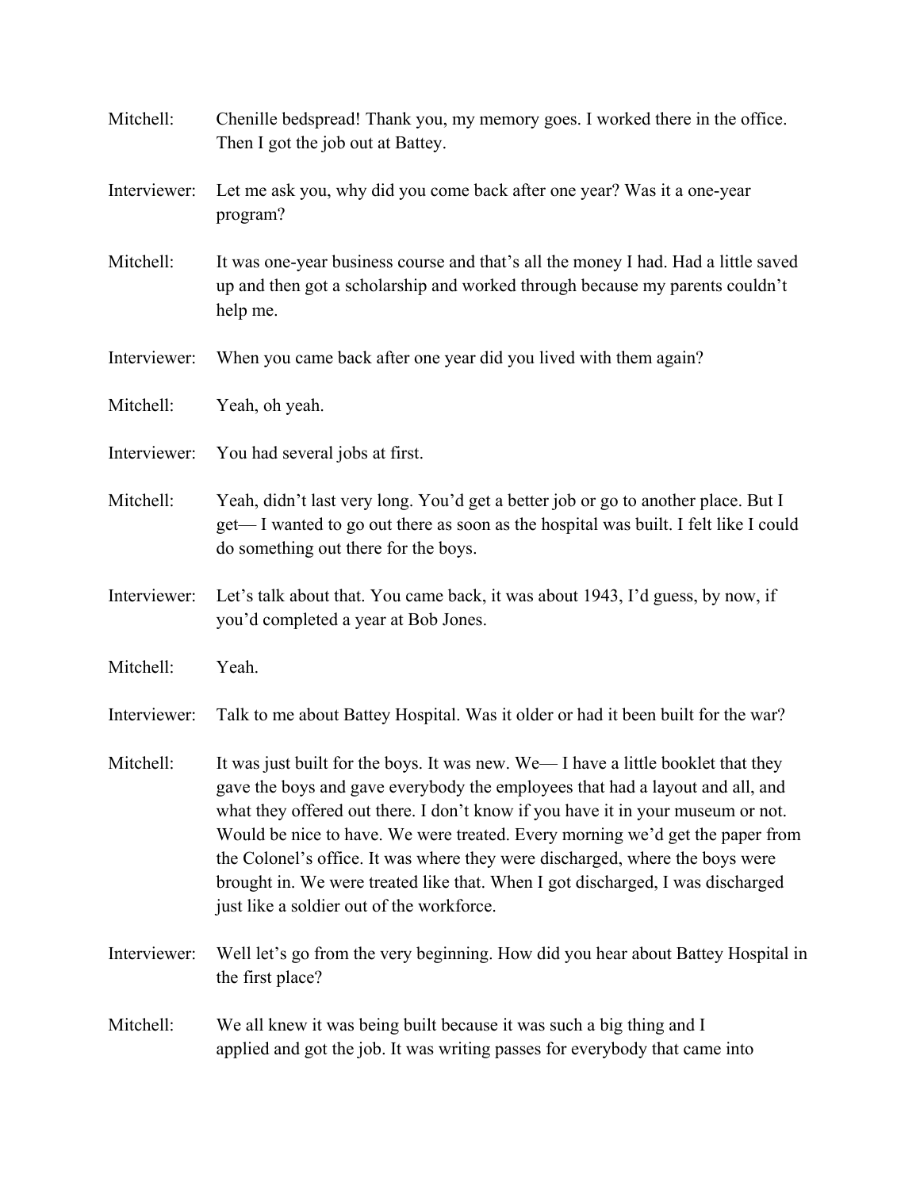Mitchell: Chenille bedspread! Thank you, my memory goes. I worked there in the office. Then I got the job out at Battey.

Interviewer: Let me ask you, why did you come back after one year? Was it a one-year program?

Mitchell: It was one-year business course and that's all the money I had. Had a little saved up and then got a scholarship and worked through because my parents couldn't help me.

Interviewer: When you came back after one year did you lived with them again?

Mitchell: Yeah, oh yeah.

Interviewer: You had several jobs at first.

Mitchell: Yeah, didn't last very long. You'd get a better job or go to another place. But I get— I wanted to go out there as soon as the hospital was built. I felt like I could do something out there for the boys.

Interviewer: Let's talk about that. You came back, it was about 1943, I'd guess, by now, if you'd completed a year at Bob Jones.

Mitchell: Yeah.

Interviewer: Talk to me about Battey Hospital. Was it older or had it been built for the war?

Mitchell: It was just built for the boys. It was new. We— I have a little booklet that they gave the boys and gave everybody the employees that had a layout and all, and what they offered out there. I don't know if you have it in your museum or not. Would be nice to have. We were treated. Every morning we'd get the paper from the Colonel's office. It was where they were discharged, where the boys were brought in. We were treated like that. When I got discharged, I was discharged just like a soldier out of the workforce.

Interviewer: Well let's go from the very beginning. How did you hear about Battey Hospital in the first place?

Mitchell: We all knew it was being built because it was such a big thing and I applied and got the job. It was writing passes for everybody that came into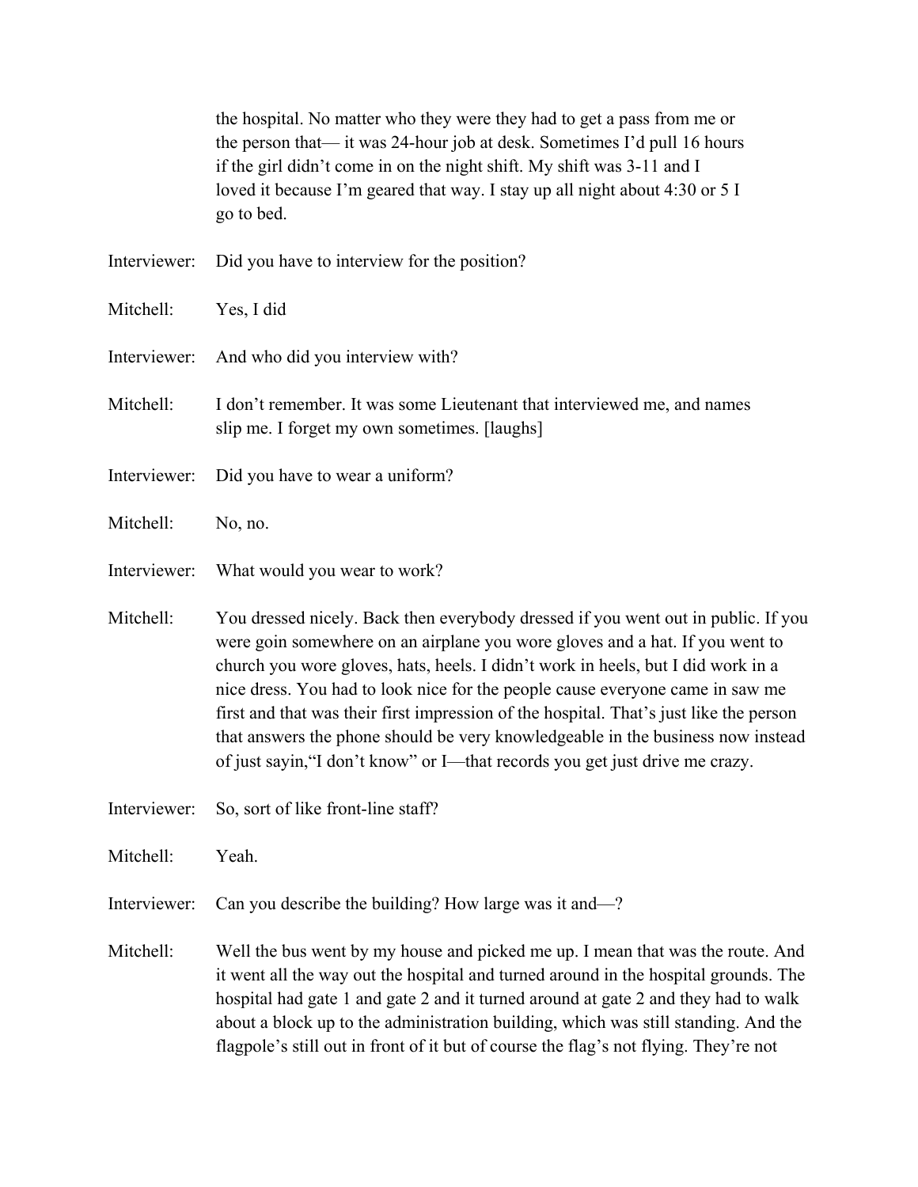the hospital. No matter who they were they had to get a pass from me or the person that— it was 24-hour job at desk. Sometimes I'd pull 16 hours if the girl didn't come in on the night shift. My shift was 3-11 and I loved it because I'm geared that way. I stay up all night about 4:30 or 5 I go to bed.

Interviewer: Did you have to interview for the position?

Mitchell: Yes, I did

Interviewer: And who did you interview with?

Mitchell: I don't remember. It was some Lieutenant that interviewed me, and names slip me. I forget my own sometimes. [laughs]

Interviewer: Did you have to wear a uniform?

Mitchell: No, no.

Interviewer: What would you wear to work?

Mitchell: You dressed nicely. Back then everybody dressed if you went out in public. If you were goin somewhere on an airplane you wore gloves and a hat. If you went to church you wore gloves, hats, heels. I didn't work in heels, but I did work in a nice dress. You had to look nice for the people cause everyone came in saw me first and that was their first impression of the hospital. That's just like the person that answers the phone should be very knowledgeable in the business now instead of just sayin,"I don't know" or I—that records you get just drive me crazy.

Interviewer: So, sort of like front-line staff?

Mitchell: Yeah.

Interviewer: Can you describe the building? How large was it and—?

Mitchell: Well the bus went by my house and picked me up. I mean that was the route. And it went all the way out the hospital and turned around in the hospital grounds. The hospital had gate 1 and gate 2 and it turned around at gate 2 and they had to walk about a block up to the administration building, which was still standing. And the flagpole's still out in front of it but of course the flag's not flying. They're not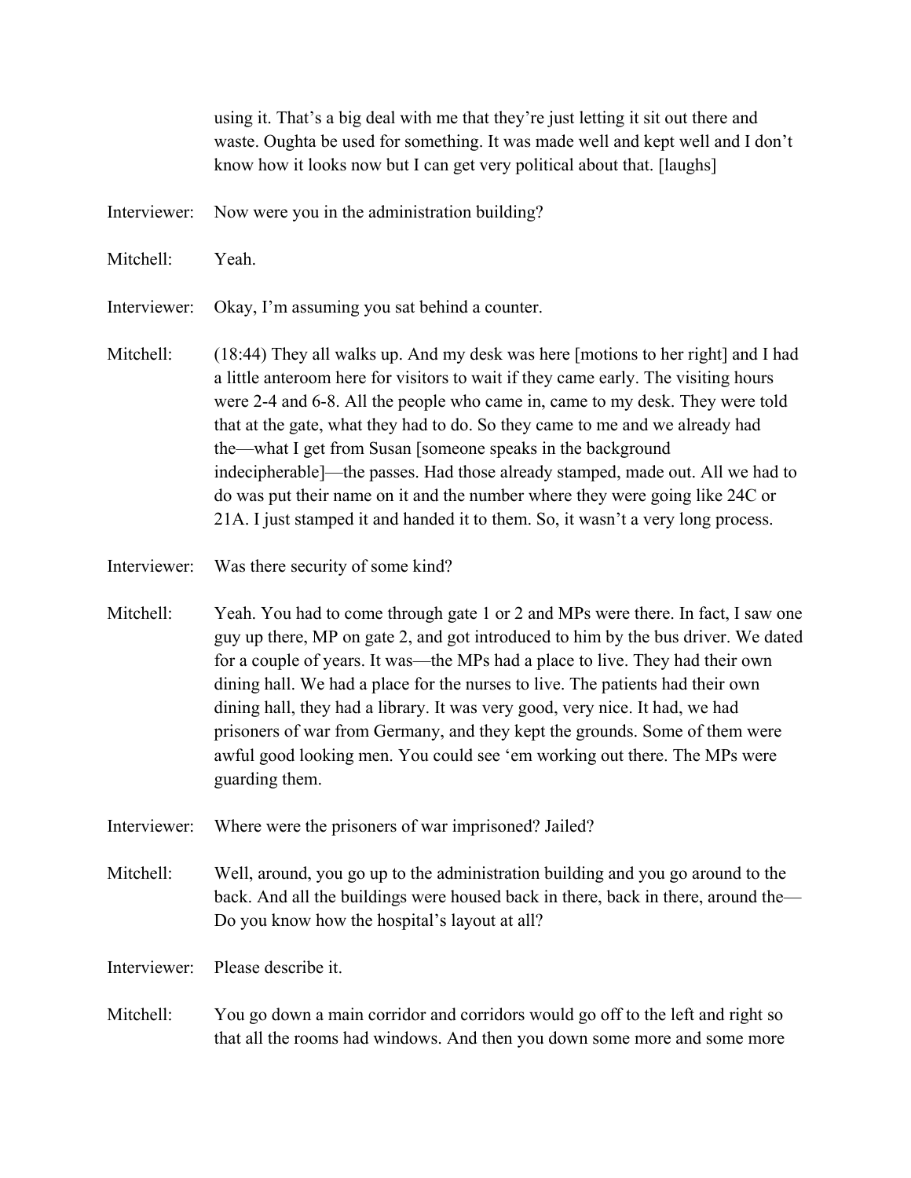using it. That's a big deal with me that they're just letting it sit out there and waste. Oughta be used for something. It was made well and kept well and I don't know how it looks now but I can get very political about that. [laughs]

Interviewer: Now were you in the administration building?

Mitchell: Yeah.

Interviewer: Okay, I'm assuming you sat behind a counter.

Mitchell: (18:44) They all walks up. And my desk was here [motions to her right] and I had a little anteroom here for visitors to wait if they came early. The visiting hours were 2-4 and 6-8. All the people who came in, came to my desk. They were told that at the gate, what they had to do. So they came to me and we already had the—what I get from Susan [someone speaks in the background indecipherable]—the passes. Had those already stamped, made out. All we had to do was put their name on it and the number where they were going like 24C or 21A. I just stamped it and handed it to them. So, it wasn't a very long process.

Interviewer: Was there security of some kind?

Mitchell: Yeah. You had to come through gate 1 or 2 and MPs were there. In fact, I saw one guy up there, MP on gate 2, and got introduced to him by the bus driver. We dated for a couple of years. It was—the MPs had a place to live. They had their own dining hall. We had a place for the nurses to live. The patients had their own dining hall, they had a library. It was very good, very nice. It had, we had prisoners of war from Germany, and they kept the grounds. Some of them were awful good looking men. You could see 'em working out there. The MPs were guarding them.

Interviewer: Where were the prisoners of war imprisoned? Jailed?

Mitchell: Well, around, you go up to the administration building and you go around to the back. And all the buildings were housed back in there, back in there, around the—Do you know how the hospital's layout at all?

Interviewer: Please describe it.

Mitchell: You go down a main corridor and corridors would go off to the left and right so that all the rooms had windows. And then you down some more and some more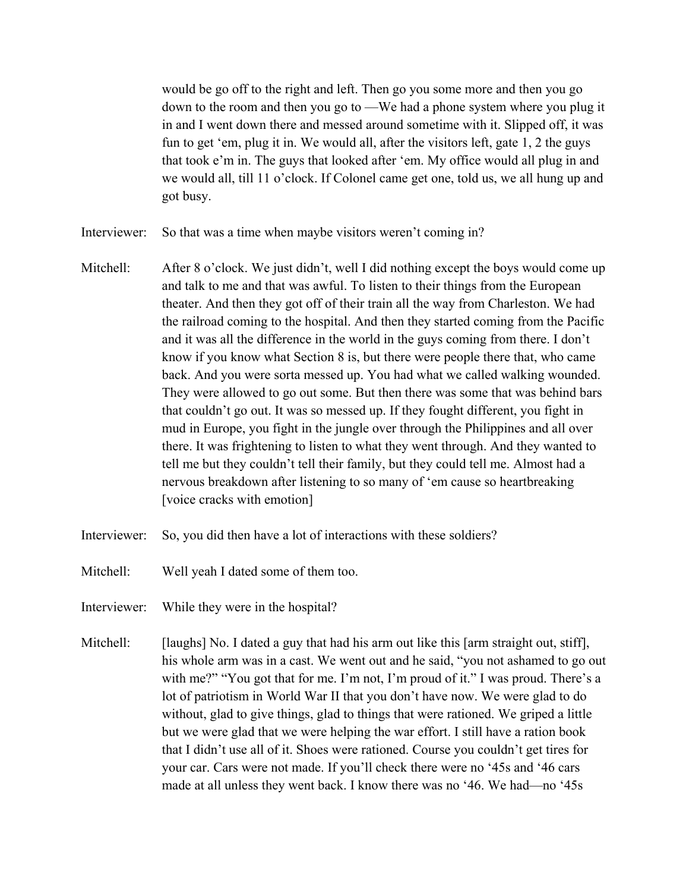would be go off to the right and left. Then go you some more and then you go down to the room and then you go to —We had a phone system where you plug it in and I went down there and messed around sometime with it. Slipped off, it was fun to get 'em, plug it in. We would all, after the visitors left, gate 1, 2 the guys that took e'm in. The guys that looked after 'em. My office would all plug in and we would all, till 11 o'clock. If Colonel came get one, told us, we all hung up and got busy.

Interviewer: So that was a time when maybe visitors weren't coming in?

Mitchell: After 8 o'clock. We just didn't, well I did nothing except the boys would come up and talk to me and that was awful. To listen to their things from the European theater. And then they got off of their train all the way from Charleston. We had the railroad coming to the hospital. And then they started coming from the Pacific and it was all the difference in the world in the guys coming from there. I don't know if you know what Section 8 is, but there were people there that, who came back. And you were sorta messed up. You had what we called walking wounded. They were allowed to go out some. But then there was some that was behind bars that couldn't go out. It was so messed up. If they fought different, you fight in mud in Europe, you fight in the jungle over through the Philippines and all over there. It was frightening to listen to what they went through. And they wanted to tell me but they couldn't tell their family, but they could tell me. Almost had a nervous breakdown after listening to so many of 'em cause so heartbreaking [voice cracks with emotion]

Interviewer: So, you did then have a lot of interactions with these soldiers?

Mitchell: Well yeah I dated some of them too.

Interviewer: While they were in the hospital?

Mitchell: [laughs] No. I dated a guy that had his arm out like this [arm straight out, stiff], his whole arm was in a cast. We went out and he said, "you not ashamed to go out with me?" "You got that for me. I'm not, I'm proud of it." I was proud. There's a lot of patriotism in World War II that you don't have now. We were glad to do without, glad to give things, glad to things that were rationed. We griped a little but we were glad that we were helping the war effort. I still have a ration book that I didn't use all of it. Shoes were rationed. Course you couldn't get tires for your car. Cars were not made. If you'll check there were no '45s and '46 cars made at all unless they went back. I know there was no '46. We had—no '45s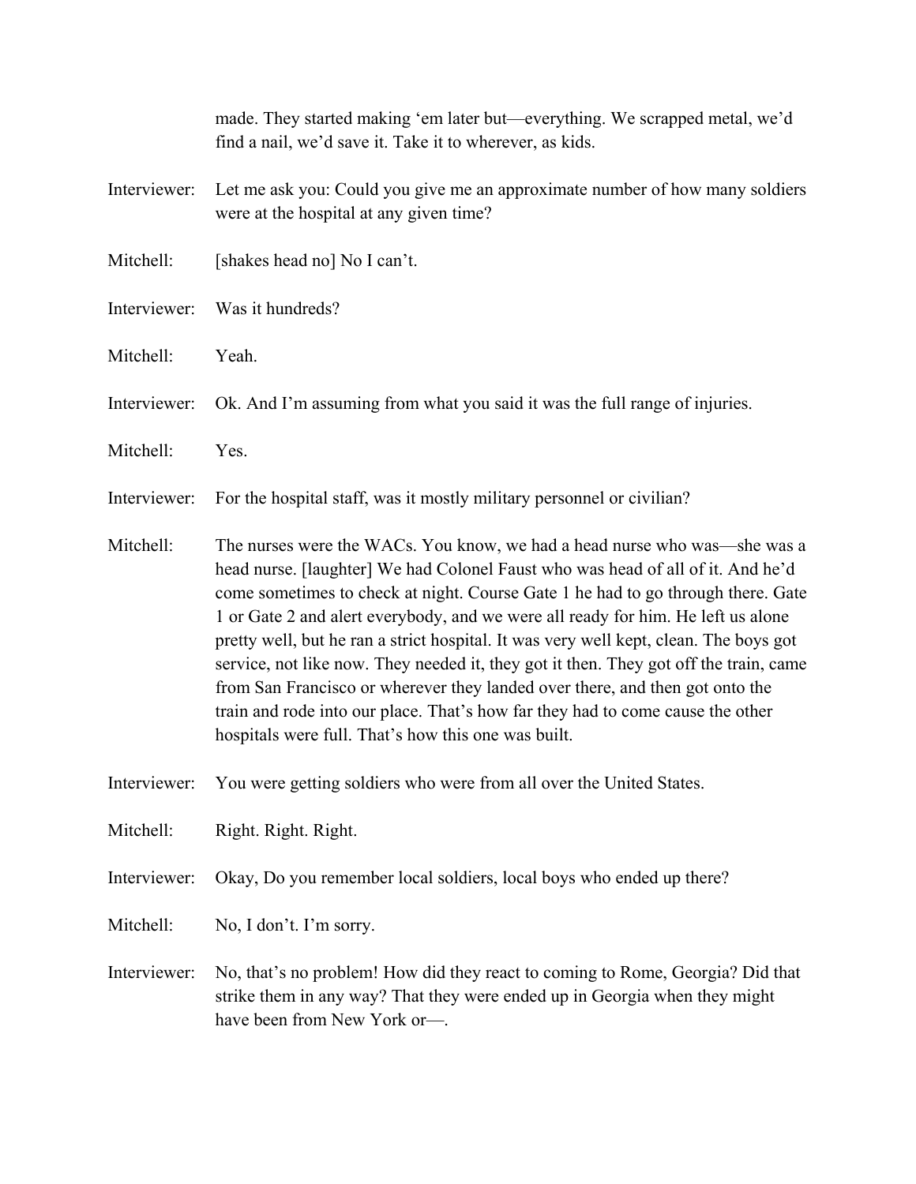made. They started making 'em later but—everything. We scrapped metal, we'd find a nail, we'd save it. Take it to wherever, as kids.

Interviewer: Let me ask you: Could you give me an approximate number of how many soldiers were at the hospital at any given time?

Mitchell: [shakes head no] No I can't.

Interviewer: Was it hundreds?

Mitchell: Yeah.

Interviewer: Ok. And I'm assuming from what you said it was the full range of injuries.

Mitchell: Yes.

Interviewer: For the hospital staff, was it mostly military personnel or civilian?

Mitchell: The nurses were the WACs. You know, we had a head nurse who was—she was a head nurse. [laughter] We had Colonel Faust who was head of all of it. And he'd come sometimes to check at night. Course Gate 1 he had to go through there. Gate 1 or Gate 2 and alert everybody, and we were all ready for him. He left us alone pretty well, but he ran a strict hospital. It was very well kept, clean. The boys got service, not like now. They needed it, they got it then. They got off the train, came from San Francisco or wherever they landed over there, and then got onto the train and rode into our place. That's how far they had to come cause the other hospitals were full. That's how this one was built.

Interviewer: You were getting soldiers who were from all over the United States.

Mitchell: Right. Right. Right.

Interviewer: Okay, Do you remember local soldiers, local boys who ended up there?

Mitchell: No, I don't. I'm sorry.

Interviewer: No, that's no problem! How did they react to coming to Rome, Georgia? Did that strike them in any way? That they were ended up in Georgia when they might have been from New York or—.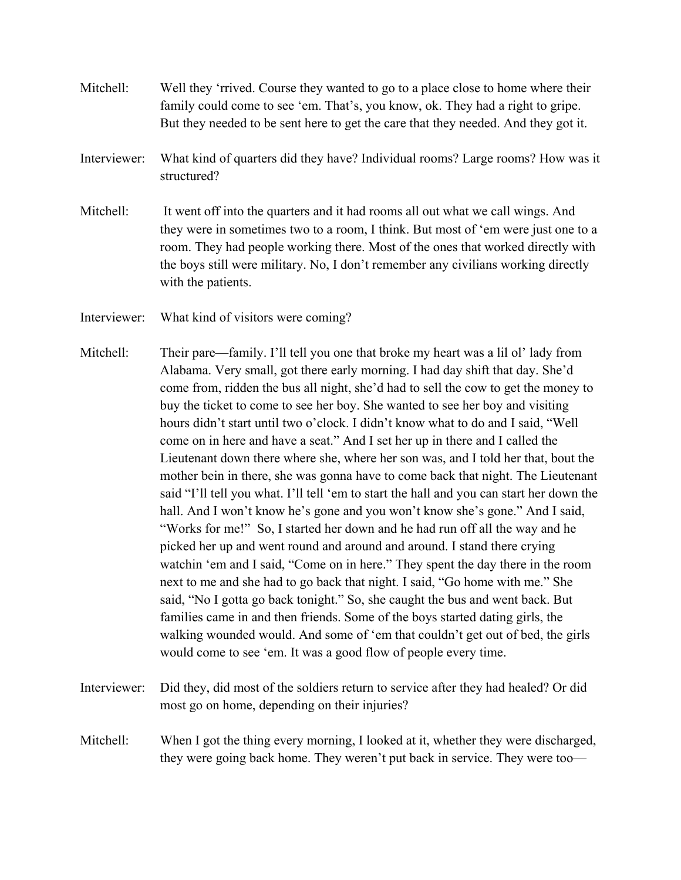Mitchell: Well they 'rrived. Course they wanted to go to a place close to home where their family could come to see 'em. That's, you know, ok. They had a right to gripe. But they needed to be sent here to get the care that they needed. And they got it.

Interviewer: What kind of quarters did they have? Individual rooms? Large rooms? How was it structured?

Mitchell: It went off into the quarters and it had rooms all out what we call wings. And they were in sometimes two to a room, I think. But most of 'em were just one to a room. They had people working there. Most of the ones that worked directly with the boys still were military. No, I don't remember any civilians working directly with the patients.

Interviewer: What kind of visitors were coming?

Mitchell: Their pare—family. I'll tell you one that broke my heart was a lil ol' lady from Alabama. Very small, got there early morning. I had day shift that day. She'd come from, ridden the bus all night, she'd had to sell the cow to get the money to buy the ticket to come to see her boy. She wanted to see her boy and visiting hours didn't start until two o'clock. I didn't know what to do and I said, "Well come on in here and have a seat." And I set her up in there and I called the Lieutenant down there where she, where her son was, and I told her that, bout the mother bein in there, she was gonna have to come back that night. The Lieutenant said "I'll tell you what. I'll tell 'em to start the hall and you can start her down the hall. And I won't know he's gone and you won't know she's gone." And I said, "Works for me!" So, I started her down and he had run off all the way and he picked her up and went round and around and around. I stand there crying watchin 'em and I said, "Come on in here." They spent the day there in the room next to me and she had to go back that night. I said, "Go home with me." She said, "No I gotta go back tonight." So, she caught the bus and went back. But families came in and then friends. Some of the boys started dating girls, the walking wounded would. And some of 'em that couldn't get out of bed, the girls would come to see 'em. It was a good flow of people every time.

Interviewer: Did they, did most of the soldiers return to service after they had healed? Or did most go on home, depending on their injuries?

Mitchell: When I got the thing every morning, I looked at it, whether they were discharged, they were going back home. They weren't put back in service. They were too—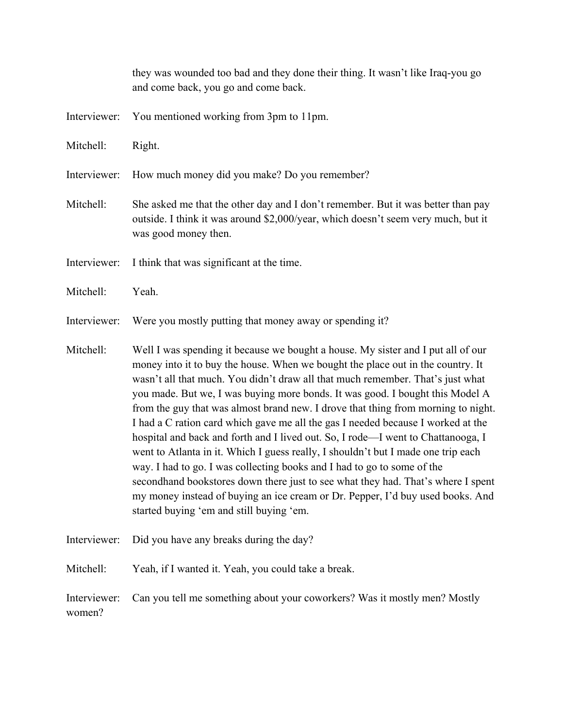they was wounded too bad and they done their thing. It wasn't like Iraq-you go and come back, you go and come back.

Interviewer: You mentioned working from 3pm to 11pm.

Mitchell: Right.

Interviewer: How much money did you make? Do you remember?

Mitchell: She asked me that the other day and I don't remember. But it was better than pay outside. I think it was around $2,000/year, which doesn't seem very much, but it was good money then.

Interviewer: I think that was significant at the time.

Mitchell: Yeah.

Interviewer: Were you mostly putting that money away or spending it?

Mitchell: Well I was spending it because we bought a house. My sister and I put all of our money into it to buy the house. When we bought the place out in the country. It wasn't all that much. You didn't draw all that much remember. That's just what you made. But we, I was buying more bonds. It was good. I bought this Model A from the guy that was almost brand new. I drove that thing from morning to night. I had a C ration card which gave me all the gas I needed because I worked at the hospital and back and forth and I lived out. So, I rode—I went to Chattanooga, I went to Atlanta in it. Which I guess really, I shouldn't but I made one trip each way. I had to go. I was collecting books and I had to go to some of the secondhand bookstores down there just to see what they had. That's where I spent my money instead of buying an ice cream or Dr. Pepper, I'd buy used books. And started buying 'em and still buying 'em.

Interviewer: Did you have any breaks during the day?

Mitchell: Yeah, if I wanted it. Yeah, you could take a break.

Interviewer: Can you tell me something about your coworkers? Was it mostly men? Mostly women?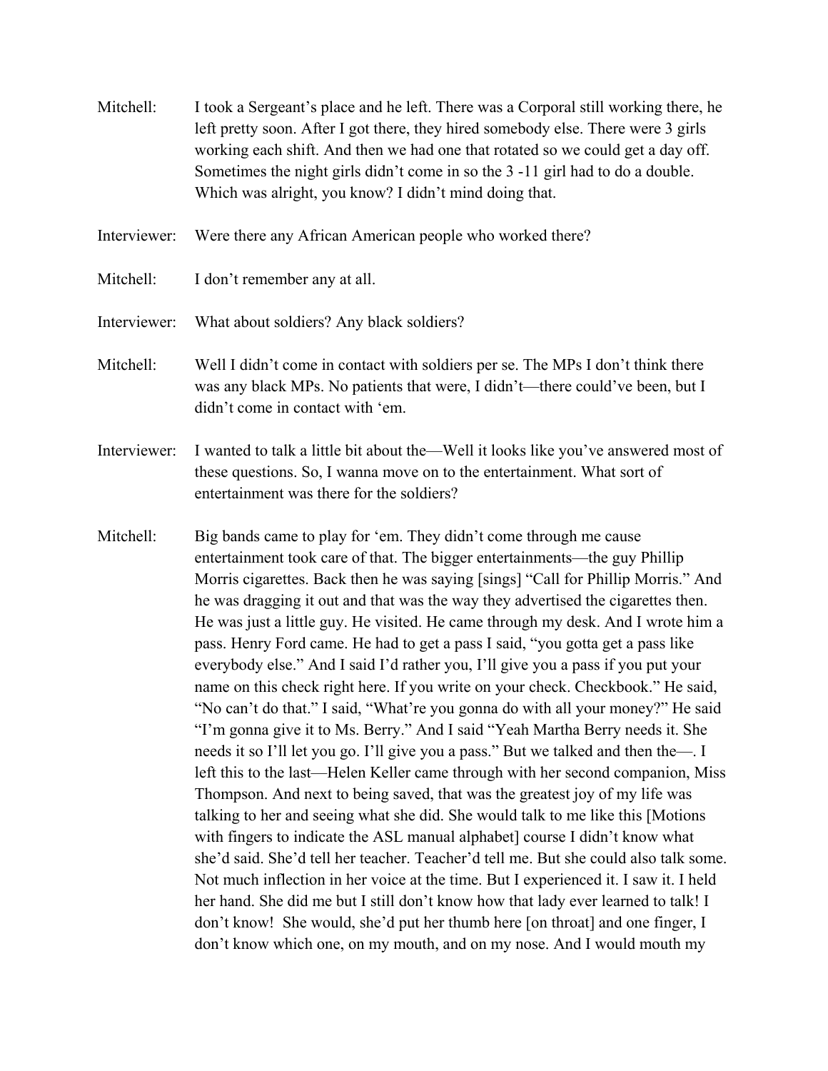Mitchell: I took a Sergeant's place and he left. There was a Corporal still working there, he left pretty soon. After I got there, they hired somebody else. There were 3 girls working each shift. And then we had one that rotated so we could get a day off. Sometimes the night girls didn't come in so the 3 -11 girl had to do a double. Which was alright, you know? I didn't mind doing that.

Interviewer: Were there any African American people who worked there?

Mitchell: I don't remember any at all.

Interviewer: What about soldiers? Any black soldiers?

Mitchell: Well I didn't come in contact with soldiers per se. The MPs I don't think there was any black MPs. No patients that were, I didn't—there could've been, but I didn't come in contact with 'em.

Interviewer: I wanted to talk a little bit about the—Well it looks like you've answered most of these questions. So, I wanna move on to the entertainment. What sort of entertainment was there for the soldiers?

Mitchell: Big bands came to play for 'em. They didn't come through me cause entertainment took care of that. The bigger entertainments—the guy Phillip Morris cigarettes. Back then he was saying [sings] "Call for Phillip Morris." And he was dragging it out and that was the way they advertised the cigarettes then. He was just a little guy. He visited. He came through my desk. And I wrote him a pass. Henry Ford came. He had to get a pass I said, "you gotta get a pass like everybody else." And I said I'd rather you, I'll give you a pass if you put your name on this check right here. If you write on your check. Checkbook." He said, "No can't do that." I said, "What're you gonna do with all your money?" He said "I'm gonna give it to Ms. Berry." And I said "Yeah Martha Berry needs it. She needs it so I'll let you go. I'll give you a pass." But we talked and then the—. I left this to the last—Helen Keller came through with her second companion, Miss Thompson. And next to being saved, that was the greatest joy of my life was talking to her and seeing what she did. She would talk to me like this [Motions with fingers to indicate the ASL manual alphabet] course I didn't know what she'd said. She'd tell her teacher. Teacher'd tell me. But she could also talk some. Not much inflection in her voice at the time. But I experienced it. I saw it. I held her hand. She did me but I still don't know how that lady ever learned to talk! I don't know! She would, she'd put her thumb here [on throat] and one finger, I don't know which one, on my mouth, and on my nose. And I would mouth my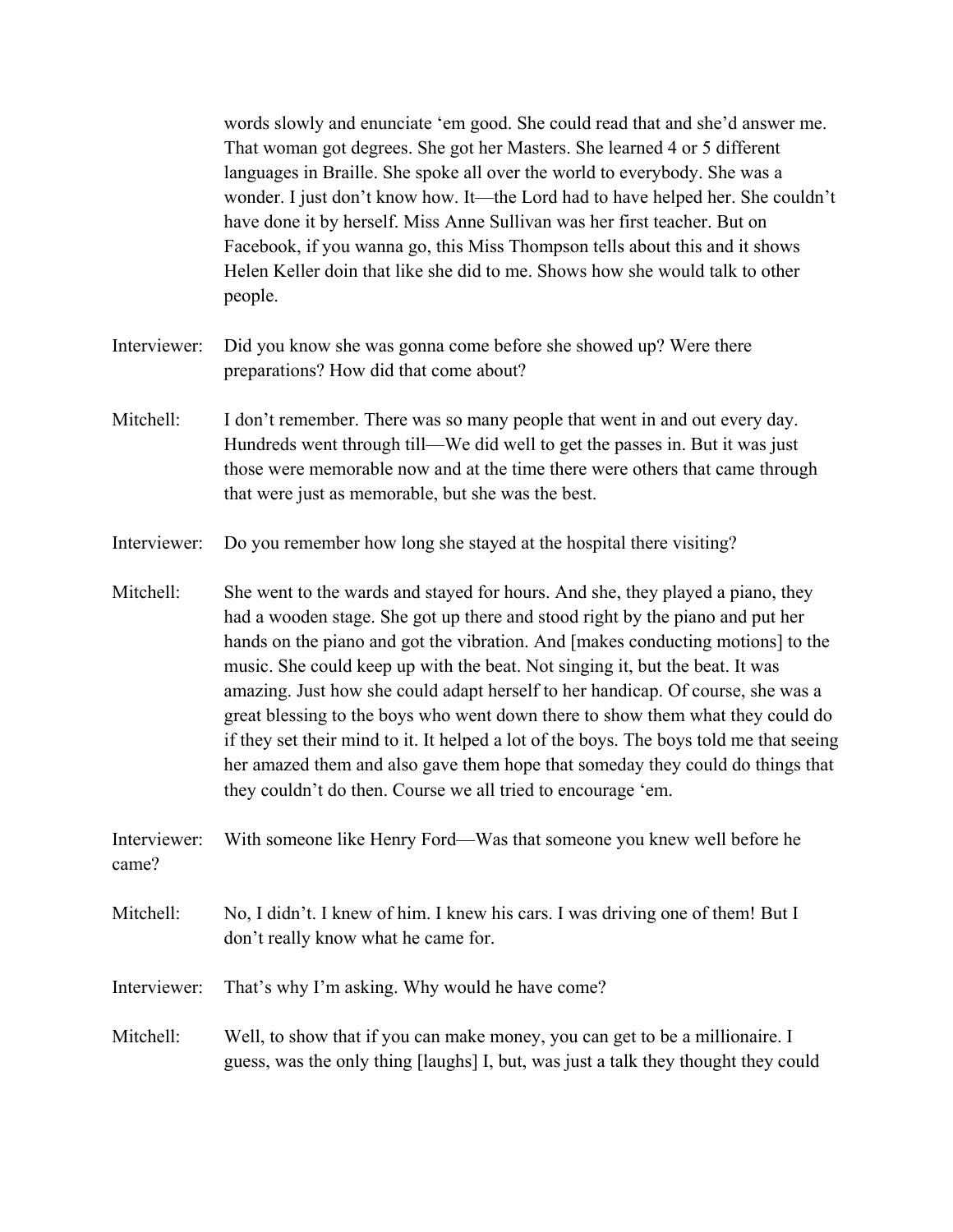words slowly and enunciate 'em good. She could read that and she'd answer me. That woman got degrees. She got her Masters. She learned 4 or 5 different languages in Braille. She spoke all over the world to everybody. She was a wonder. I just don't know how. It—the Lord had to have helped her. She couldn't have done it by herself. Miss Anne Sullivan was her first teacher. But on Facebook, if you wanna go, this Miss Thompson tells about this and it shows Helen Keller doin that like she did to me. Shows how she would talk to other people.

Interviewer: Did you know she was gonna come before she showed up? Were there preparations? How did that come about?

Mitchell: I don't remember. There was so many people that went in and out every day. Hundreds went through till—We did well to get the passes in. But it was just those were memorable now and at the time there were others that came through that were just as memorable, but she was the best.

Interviewer: Do you remember how long she stayed at the hospital there visiting?

Mitchell: She went to the wards and stayed for hours. And she, they played a piano, they had a wooden stage. She got up there and stood right by the piano and put her hands on the piano and got the vibration. And [makes conducting motions] to the music. She could keep up with the beat. Not singing it, but the beat. It was amazing. Just how she could adapt herself to her handicap. Of course, she was a great blessing to the boys who went down there to show them what they could do if they set their mind to it. It helped a lot of the boys. The boys told me that seeing her amazed them and also gave them hope that someday they could do things that they couldn't do then. Course we all tried to encourage 'em.

Interviewer: With someone like Henry Ford—Was that someone you knew well before he came?

Mitchell: No, I didn't. I knew of him. I knew his cars. I was driving one of them! But I don't really know what he came for.

Interviewer: That's why I'm asking. Why would he have come?

Mitchell: Well, to show that if you can make money, you can get to be a millionaire. I guess, was the only thing [laughs] I, but, was just a talk they thought they could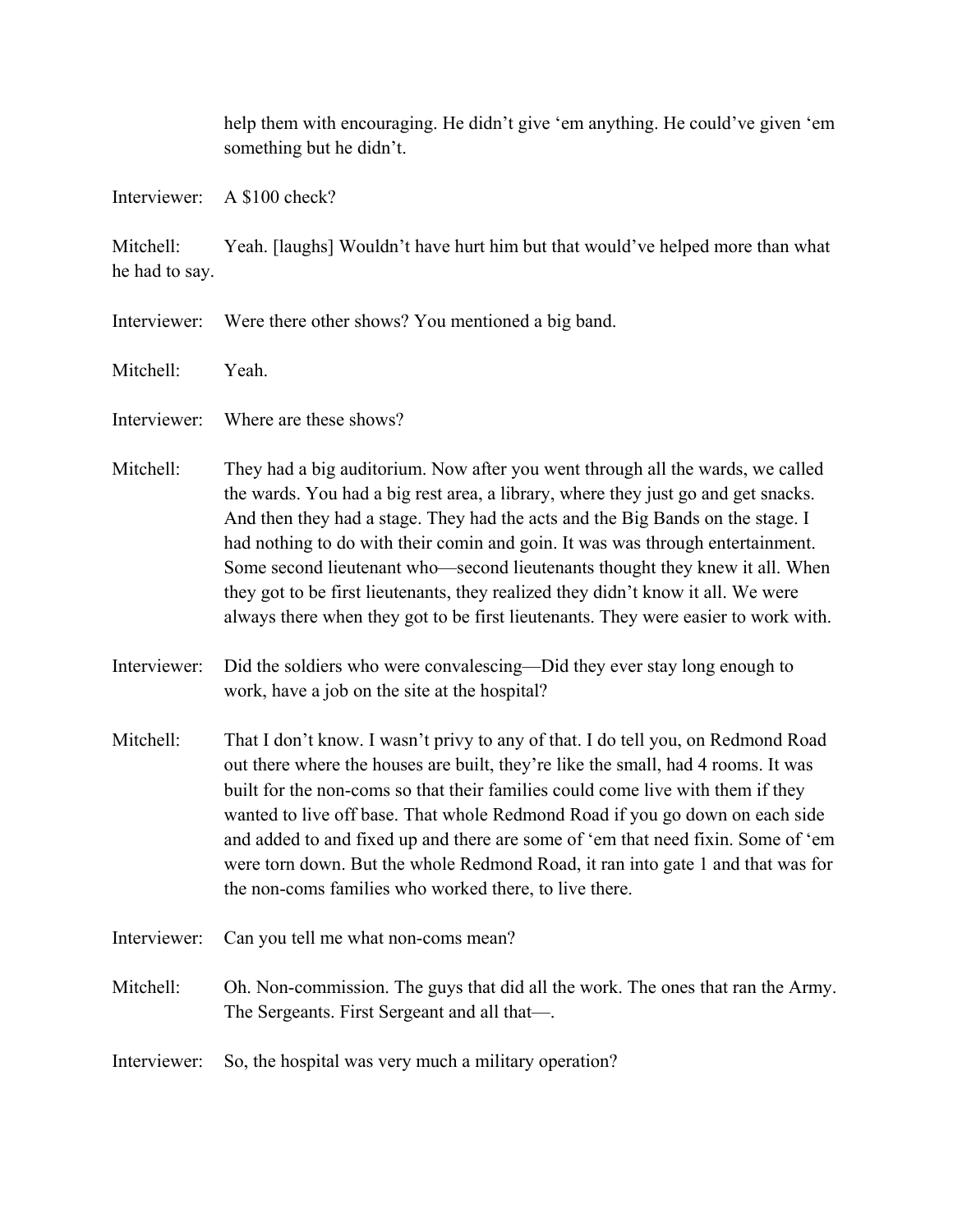help them with encouraging. He didn't give 'em anything. He could've given 'em something but he didn't.

Interviewer: A $100 check?

Mitchell: Yeah. [laughs] Wouldn't have hurt him but that would've helped more than what he had to say.

Interviewer: Were there other shows? You mentioned a big band.

Mitchell: Yeah.

Interviewer: Where are these shows?

Mitchell: They had a big auditorium. Now after you went through all the wards, we called the wards. You had a big rest area, a library, where they just go and get snacks. And then they had a stage. They had the acts and the Big Bands on the stage. I had nothing to do with their comin and goin. It was was through entertainment. Some second lieutenant who—second lieutenants thought they knew it all. When they got to be first lieutenants, they realized they didn't know it all. We were always there when they got to be first lieutenants. They were easier to work with.

Interviewer: Did the soldiers who were convalescing—Did they ever stay long enough to work, have a job on the site at the hospital?

Mitchell: That I don't know. I wasn't privy to any of that. I do tell you, on Redmond Road out there where the houses are built, they're like the small, had 4 rooms. It was built for the non-coms so that their families could come live with them if they wanted to live off base. That whole Redmond Road if you go down on each side and added to and fixed up and there are some of 'em that need fixin. Some of 'em were torn down. But the whole Redmond Road, it ran into gate 1 and that was for the non-coms families who worked there, to live there.

Interviewer: Can you tell me what non-coms mean?

Mitchell: Oh. Non-commission. The guys that did all the work. The ones that ran the Army. The Sergeants. First Sergeant and all that—.

Interviewer: So, the hospital was very much a military operation?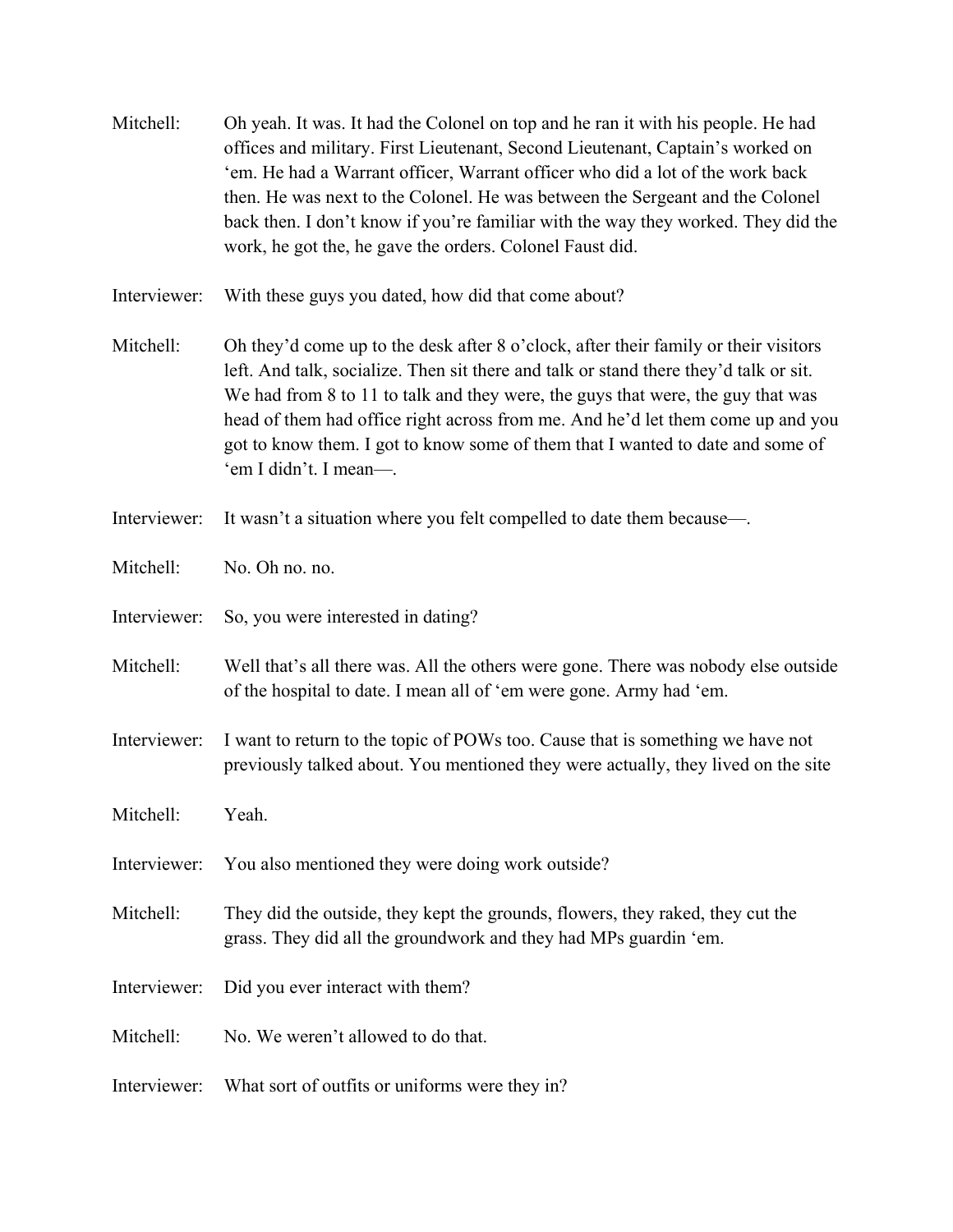Mitchell: Oh yeah. It was. It had the Colonel on top and he ran it with his people. He had offices and military. First Lieutenant, Second Lieutenant, Captain's worked on 'em. He had a Warrant officer, Warrant officer who did a lot of the work back then. He was next to the Colonel. He was between the Sergeant and the Colonel back then. I don't know if you're familiar with the way they worked. They did the work, he got the, he gave the orders. Colonel Faust did.

Interviewer: With these guys you dated, how did that come about?

Mitchell: Oh they'd come up to the desk after 8 o'clock, after their family or their visitors left. And talk, socialize. Then sit there and talk or stand there they'd talk or sit. We had from 8 to 11 to talk and they were, the guys that were, the guy that was head of them had office right across from me. And he'd let them come up and you got to know them. I got to know some of them that I wanted to date and some of 'em I didn't. I mean—.

Interviewer: It wasn't a situation where you felt compelled to date them because—.

Mitchell: No. Oh no. no.

Interviewer: So, you were interested in dating?

Mitchell: Well that's all there was. All the others were gone. There was nobody else outside of the hospital to date. I mean all of 'em were gone. Army had 'em.

Interviewer: I want to return to the topic of POWs too. Cause that is something we have not previously talked about. You mentioned they were actually, they lived on the site

Mitchell: Yeah.

Interviewer: You also mentioned they were doing work outside?

Mitchell: They did the outside, they kept the grounds, flowers, they raked, they cut the grass. They did all the groundwork and they had MPs guardin 'em.

Interviewer: Did you ever interact with them?

Mitchell: No. We weren't allowed to do that.

Interviewer: What sort of outfits or uniforms were they in?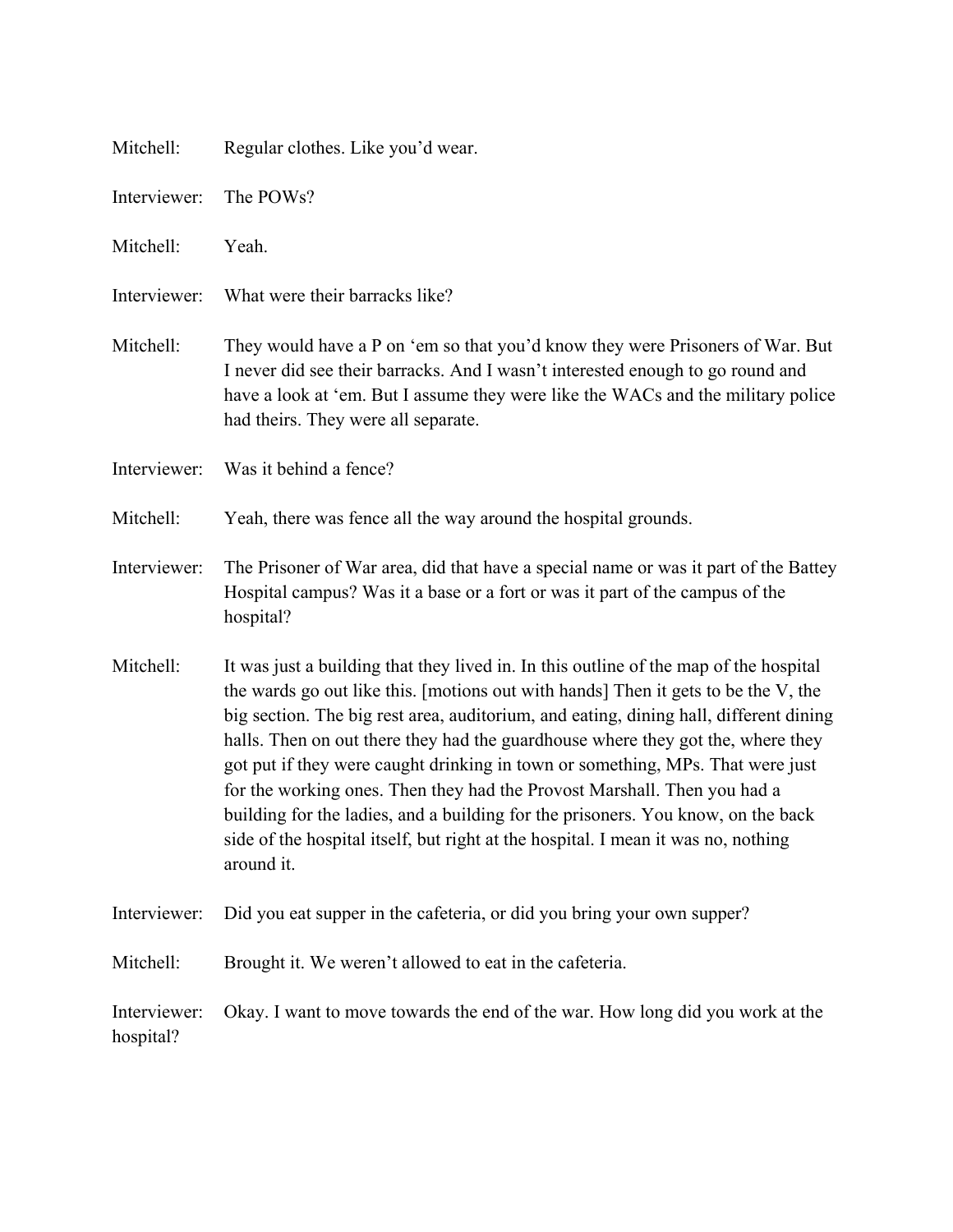Mitchell: Regular clothes. Like you'd wear.

Interviewer: The POWs?

Mitchell: Yeah.

Interviewer: What were their barracks like?

Mitchell: They would have a P on 'em so that you'd know they were Prisoners of War. But I never did see their barracks. And I wasn't interested enough to go round and have a look at 'em. But I assume they were like the WACs and the military police had theirs. They were all separate.

Interviewer: Was it behind a fence?

Mitchell: Yeah, there was fence all the way around the hospital grounds.

Interviewer: The Prisoner of War area, did that have a special name or was it part of the Battey Hospital campus? Was it a base or a fort or was it part of the campus of the hospital?

Mitchell: It was just a building that they lived in. In this outline of the map of the hospital the wards go out like this. [motions out with hands] Then it gets to be the V, the big section. The big rest area, auditorium, and eating, dining hall, different dining halls. Then on out there they had the guardhouse where they got the, where they got put if they were caught drinking in town or something, MPs. That were just for the working ones. Then they had the Provost Marshall. Then you had a building for the ladies, and a building for the prisoners. You know, on the back side of the hospital itself, but right at the hospital. I mean it was no, nothing around it.

Interviewer: Did you eat supper in the cafeteria, or did you bring your own supper?

Mitchell: Brought it. We weren't allowed to eat in the cafeteria.

Interviewer: Okay. I want to move towards the end of the war. How long did you work at the hospital?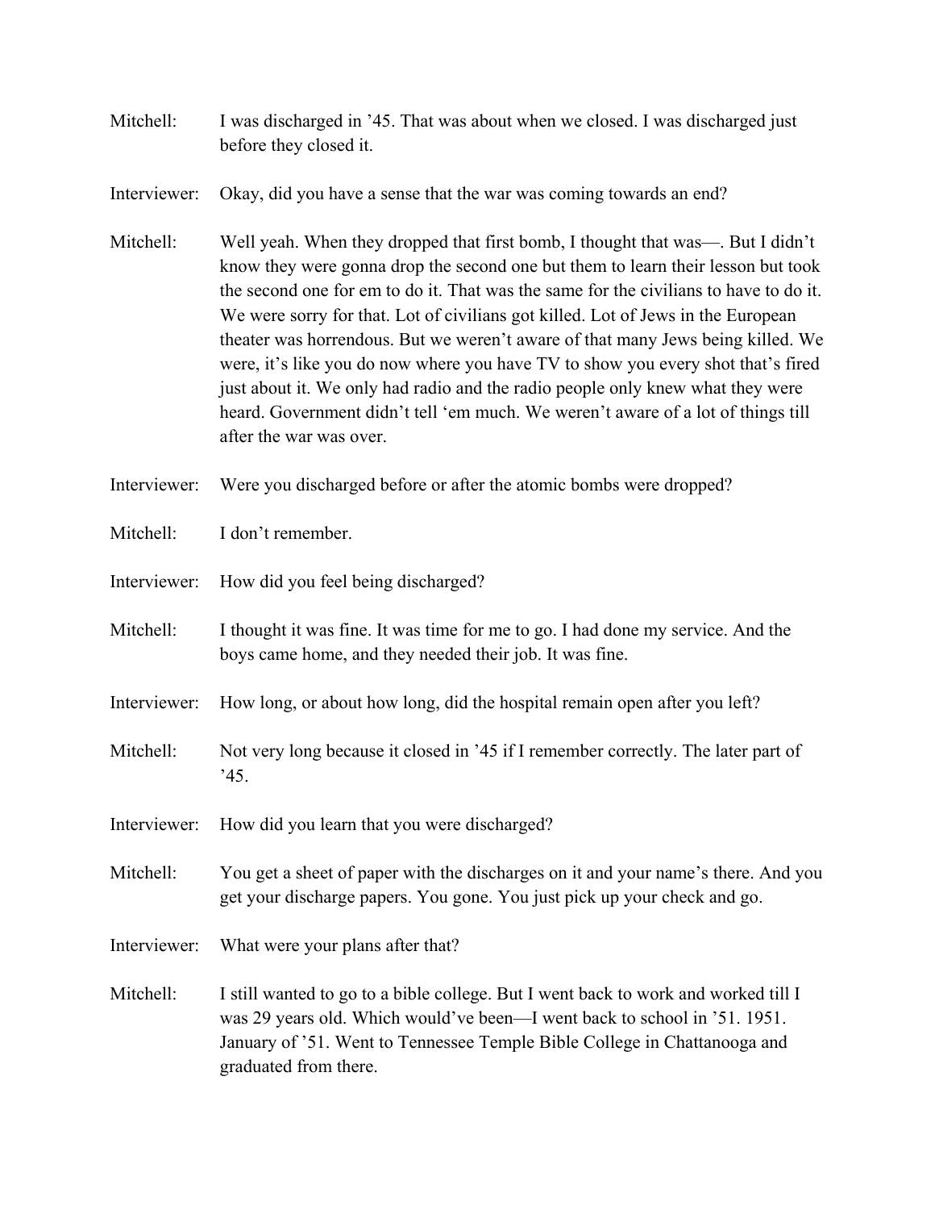Mitchell: I was discharged in '45. That was about when we closed. I was discharged just before they closed it.

Interviewer: Okay, did you have a sense that the war was coming towards an end?

Mitchell: Well yeah. When they dropped that first bomb, I thought that was—. But I didn't know they were gonna drop the second one but them to learn their lesson but took the second one for em to do it. That was the same for the civilians to have to do it. We were sorry for that. Lot of civilians got killed. Lot of Jews in the European theater was horrendous. But we weren't aware of that many Jews being killed. We were, it's like you do now where you have TV to show you every shot that's fired just about it. We only had radio and the radio people only knew what they were heard. Government didn't tell 'em much. We weren't aware of a lot of things till after the war was over.

Interviewer: Were you discharged before or after the atomic bombs were dropped?

Mitchell: I don't remember.

Interviewer: How did you feel being discharged?

Mitchell: I thought it was fine. It was time for me to go. I had done my service. And the boys came home, and they needed their job. It was fine.

Interviewer: How long, or about how long, did the hospital remain open after you left?

Mitchell: Not very long because it closed in '45 if I remember correctly. The later part of '45.

Interviewer: How did you learn that you were discharged?

Mitchell: You get a sheet of paper with the discharges on it and your name's there. And you get your discharge papers. You gone. You just pick up your check and go.

Interviewer: What were your plans after that?

Mitchell: I still wanted to go to a bible college. But I went back to work and worked till I was 29 years old. Which would've been—I went back to school in '51. 1951. January of '51. Went to Tennessee Temple Bible College in Chattanooga and graduated from there.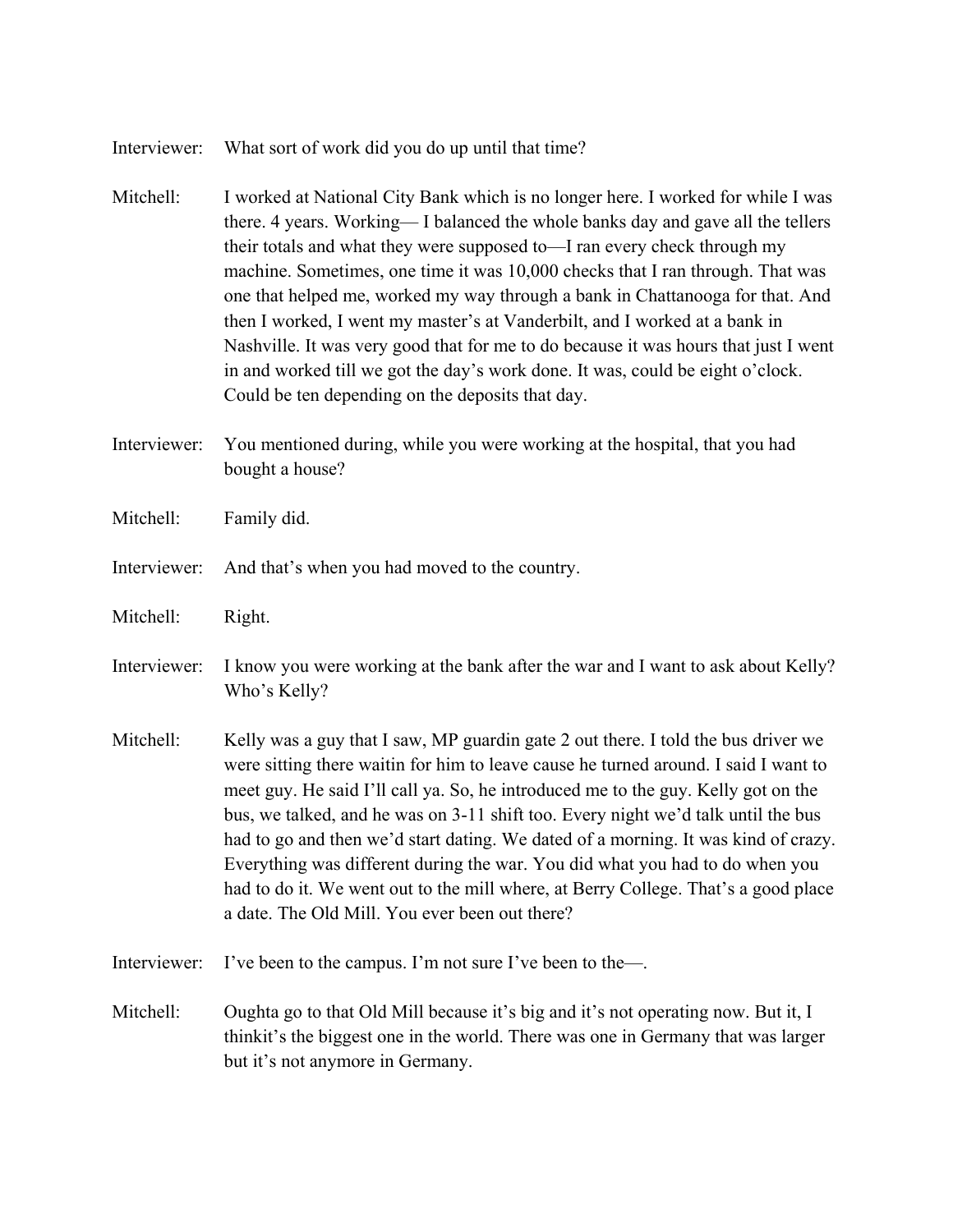Interviewer: What sort of work did you do up until that time?

Mitchell: I worked at National City Bank which is no longer here. I worked for while I was there. 4 years. Working— I balanced the whole banks day and gave all the tellers their totals and what they were supposed to—I ran every check through my machine. Sometimes, one time it was 10,000 checks that I ran through. That was one that helped me, worked my way through a bank in Chattanooga for that. And then I worked, I went my master's at Vanderbilt, and I worked at a bank in Nashville. It was very good that for me to do because it was hours that just I went in and worked till we got the day's work done. It was, could be eight o'clock. Could be ten depending on the deposits that day.

Interviewer: You mentioned during, while you were working at the hospital, that you had bought a house?

Mitchell: Family did.

Interviewer: And that's when you had moved to the country.

Mitchell: Right.

Interviewer: I know you were working at the bank after the war and I want to ask about Kelly? Who's Kelly?

Mitchell: Kelly was a guy that I saw, MP guardin gate 2 out there. I told the bus driver we were sitting there waitin for him to leave cause he turned around. I said I want to meet guy. He said I'll call ya. So, he introduced me to the guy. Kelly got on the bus, we talked, and he was on 3-11 shift too. Every night we'd talk until the bus had to go and then we'd start dating. We dated of a morning. It was kind of crazy. Everything was different during the war. You did what you had to do when you had to do it. We went out to the mill where, at Berry College. That's a good place a date. The Old Mill. You ever been out there?

Interviewer: I've been to the campus. I'm not sure I've been to the—.

Mitchell: Oughta go to that Old Mill because it's big and it's not operating now. But it, I thinkit's the biggest one in the world. There was one in Germany that was larger but it's not anymore in Germany.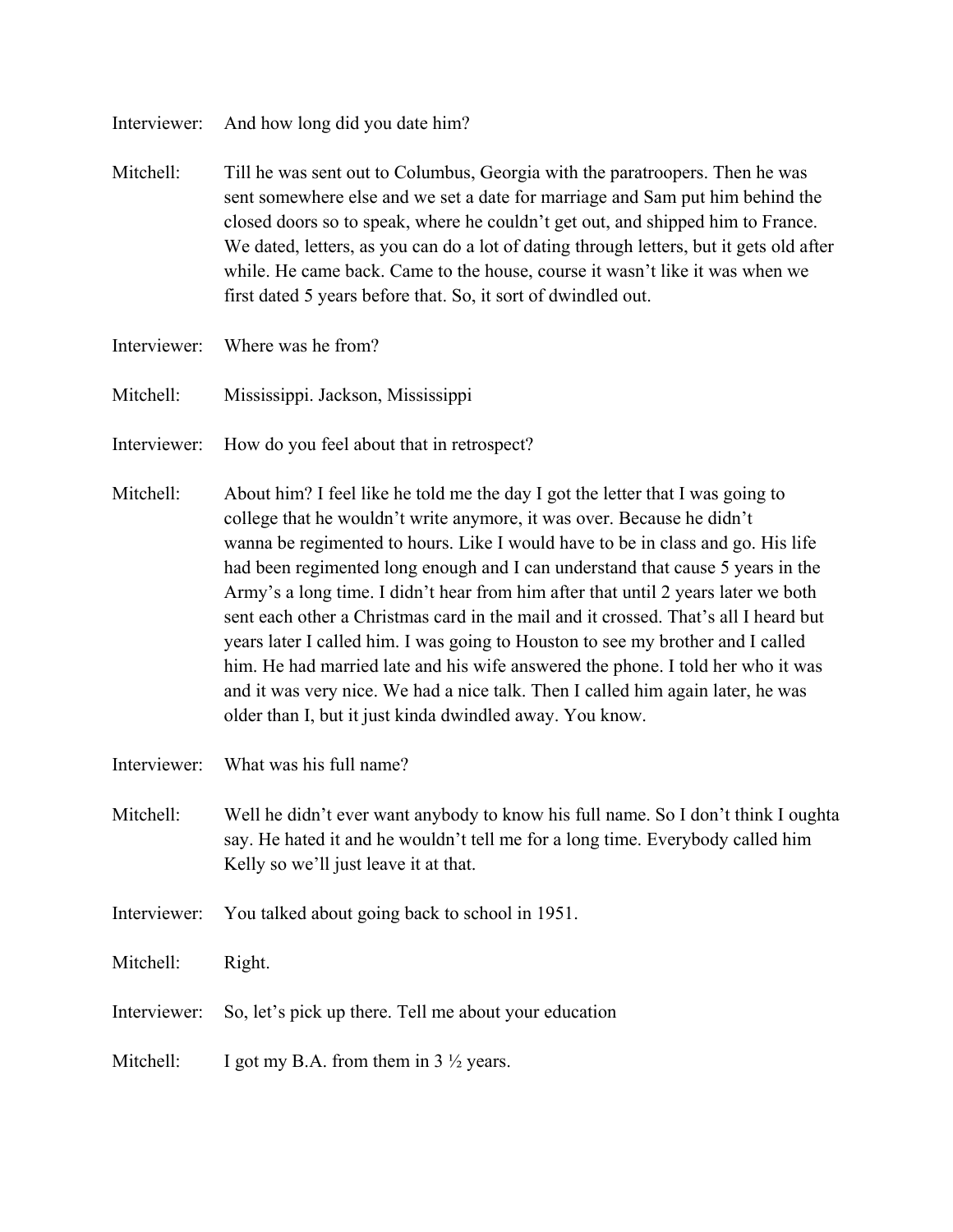Interviewer: And how long did you date him?

Mitchell: Till he was sent out to Columbus, Georgia with the paratroopers. Then he was sent somewhere else and we set a date for marriage and Sam put him behind the closed doors so to speak, where he couldn't get out, and shipped him to France. We dated, letters, as you can do a lot of dating through letters, but it gets old after while. He came back. Came to the house, course it wasn't like it was when we first dated 5 years before that. So, it sort of dwindled out.

Interviewer: Where was he from?

Mitchell: Mississippi. Jackson, Mississippi

Interviewer: How do you feel about that in retrospect?

Mitchell: About him? I feel like he told me the day I got the letter that I was going to college that he wouldn't write anymore, it was over. Because he didn't wanna be regimented to hours. Like I would have to be in class and go. His life had been regimented long enough and I can understand that cause 5 years in the Army's a long time. I didn't hear from him after that until 2 years later we both sent each other a Christmas card in the mail and it crossed. That's all I heard but years later I called him. I was going to Houston to see my brother and I called him. He had married late and his wife answered the phone. I told her who it was and it was very nice. We had a nice talk. Then I called him again later, he was older than I, but it just kinda dwindled away. You know.

Interviewer: What was his full name?

Mitchell: Well he didn't ever want anybody to know his full name. So I don't think I oughta say. He hated it and he wouldn't tell me for a long time. Everybody called him Kelly so we'll just leave it at that.

Interviewer: You talked about going back to school in 1951.

Mitchell: Right.

Interviewer: So, let's pick up there. Tell me about your education

Mitchell: I got my B.A. from them in 3 ½ years.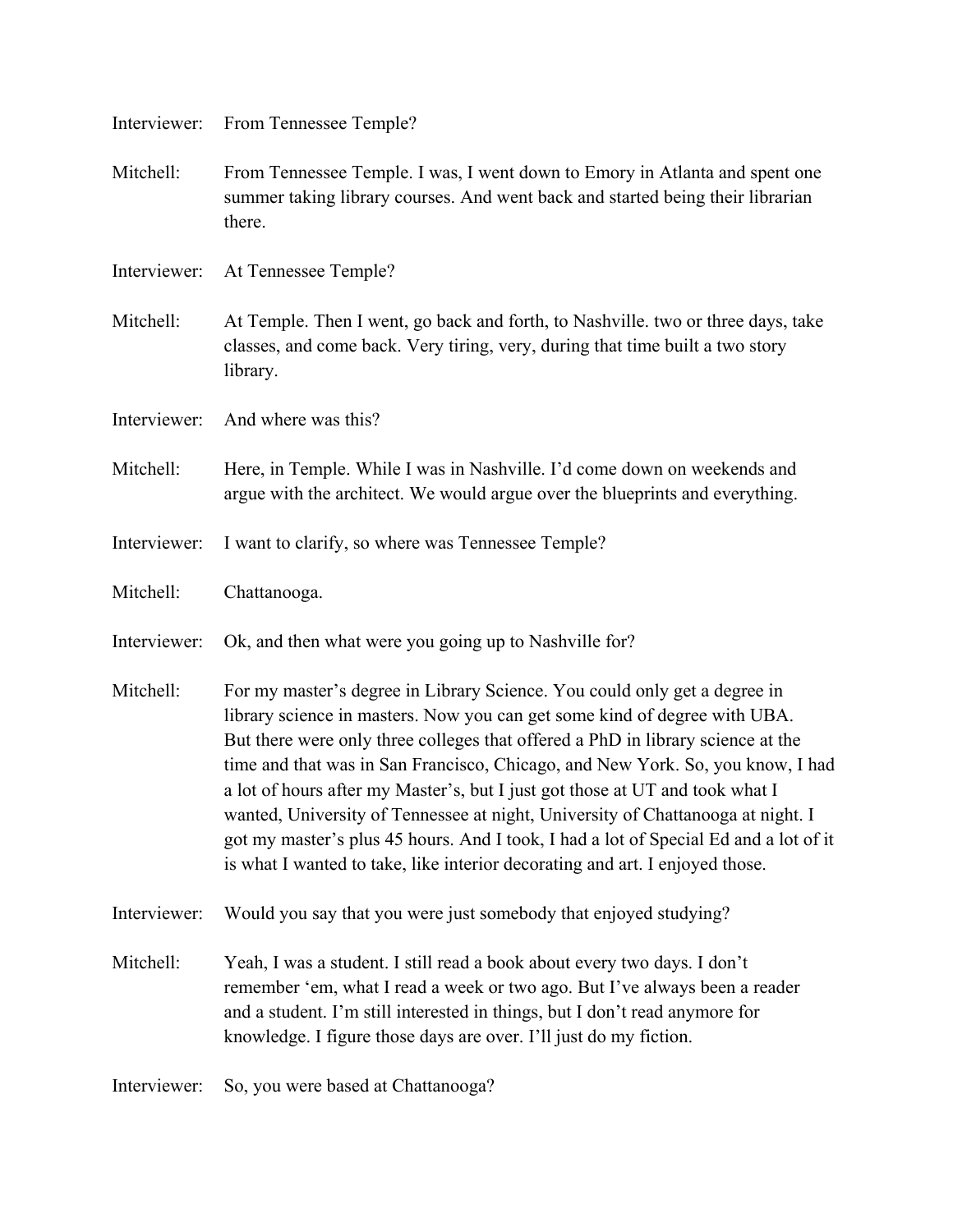Interviewer: From Tennessee Temple?

Mitchell: From Tennessee Temple. I was, I went down to Emory in Atlanta and spent one summer taking library courses. And went back and started being their librarian there.

Interviewer: At Tennessee Temple?

Mitchell: At Temple. Then I went, go back and forth, to Nashville. two or three days, take classes, and come back. Very tiring, very, during that time built a two story library.

Interviewer: And where was this?

Mitchell: Here, in Temple. While I was in Nashville. I'd come down on weekends and argue with the architect. We would argue over the blueprints and everything.

Interviewer: I want to clarify, so where was Tennessee Temple?

Mitchell: Chattanooga.

Interviewer: Ok, and then what were you going up to Nashville for?

Mitchell: For my master's degree in Library Science. You could only get a degree in library science in masters. Now you can get some kind of degree with UBA. But there were only three colleges that offered a PhD in library science at the time and that was in San Francisco, Chicago, and New York. So, you know, I had a lot of hours after my Master's, but I just got those at UT and took what I wanted, University of Tennessee at night, University of Chattanooga at night. I got my master's plus 45 hours. And I took, I had a lot of Special Ed and a lot of it is what I wanted to take, like interior decorating and art. I enjoyed those.

Interviewer: Would you say that you were just somebody that enjoyed studying?

Mitchell: Yeah, I was a student. I still read a book about every two days. I don't remember 'em, what I read a week or two ago. But I've always been a reader and a student. I'm still interested in things, but I don't read anymore for knowledge. I figure those days are over. I'll just do my fiction.

Interviewer: So, you were based at Chattanooga?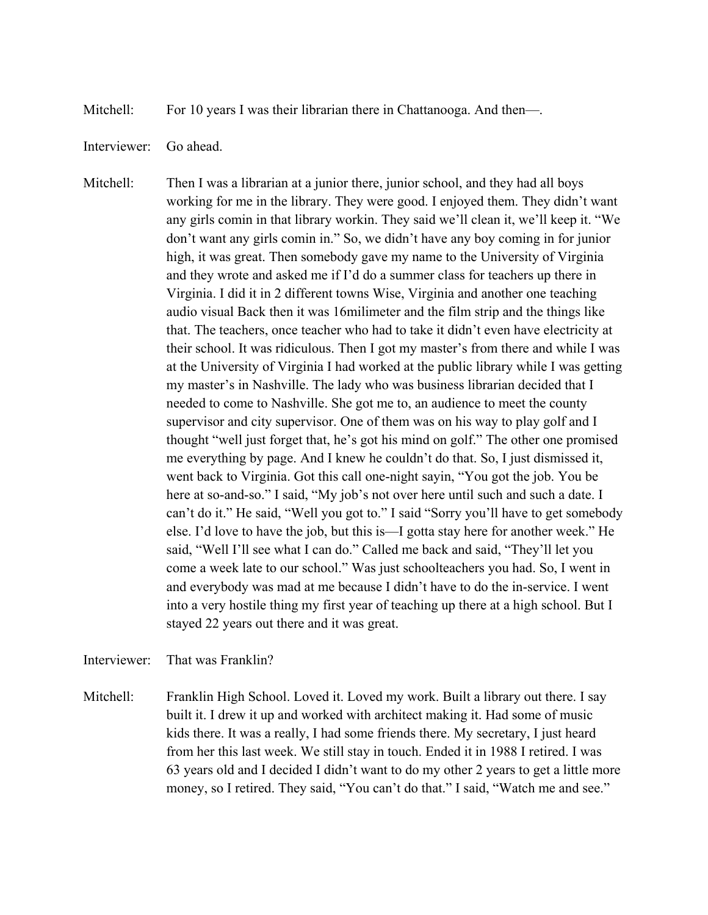Mitchell: For 10 years I was their librarian there in Chattanooga. And then—.

Interviewer: Go ahead.

Mitchell: Then I was a librarian at a junior there, junior school, and they had all boys working for me in the library. They were good. I enjoyed them. They didn't want any girls comin in that library workin. They said we'll clean it, we'll keep it. "We don't want any girls comin in." So, we didn't have any boy coming in for junior high, it was great. Then somebody gave my name to the University of Virginia and they wrote and asked me if I'd do a summer class for teachers up there in Virginia. I did it in 2 different towns Wise, Virginia and another one teaching audio visual Back then it was 16milimeter and the film strip and the things like that. The teachers, once teacher who had to take it didn't even have electricity at their school. It was ridiculous. Then I got my master's from there and while I was at the University of Virginia I had worked at the public library while I was getting my master's in Nashville. The lady who was business librarian decided that I needed to come to Nashville. She got me to, an audience to meet the county supervisor and city supervisor. One of them was on his way to play golf and I thought "well just forget that, he's got his mind on golf." The other one promised me everything by page. And I knew he couldn't do that. So, I just dismissed it, went back to Virginia. Got this call one-night sayin, "You got the job. You be here at so-and-so." I said, "My job's not over here until such and such a date. I can't do it." He said, "Well you got to." I said "Sorry you'll have to get somebody else. I'd love to have the job, but this is—I gotta stay here for another week." He said, "Well I'll see what I can do." Called me back and said, "They'll let you come a week late to our school." Was just schoolteachers you had. So, I went in and everybody was mad at me because I didn't have to do the in-service. I went into a very hostile thing my first year of teaching up there at a high school. But I stayed 22 years out there and it was great.

Interviewer: That was Franklin?

Mitchell: Franklin High School. Loved it. Loved my work. Built a library out there. I say built it. I drew it up and worked with architect making it. Had some of music kids there. It was a really, I had some friends there. My secretary, I just heard from her this last week. We still stay in touch. Ended it in 1988 I retired. I was 63 years old and I decided I didn't want to do my other 2 years to get a little more money, so I retired. They said, "You can't do that." I said, "Watch me and see."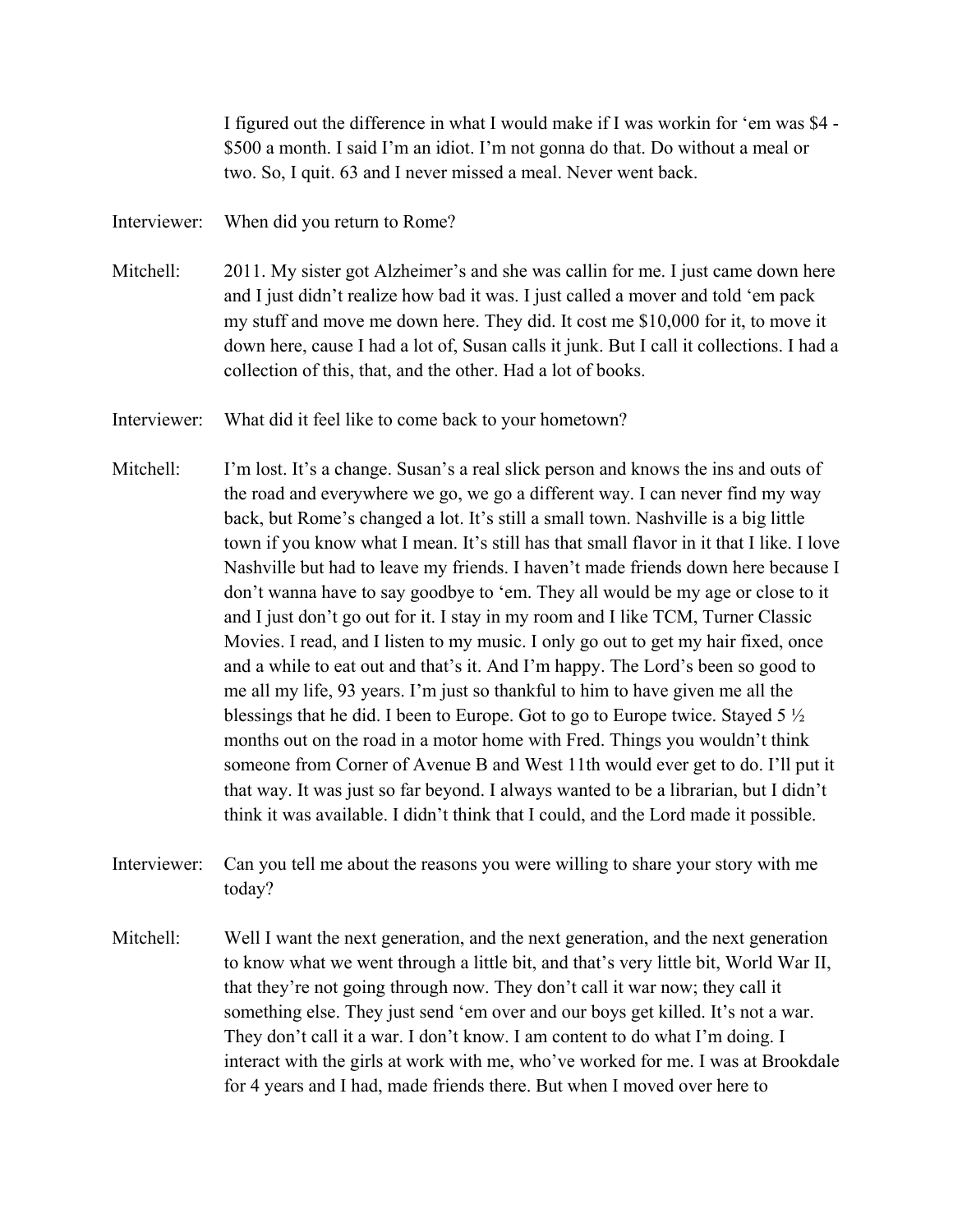I figured out the difference in what I would make if I was workin for 'em was $4 - $500 a month. I said I'm an idiot. I'm not gonna do that. Do without a meal or two. So, I quit. 63 and I never missed a meal. Never went back.

Interviewer: When did you return to Rome?

Mitchell: 2011. My sister got Alzheimer's and she was callin for me. I just came down here and I just didn't realize how bad it was. I just called a mover and told 'em pack my stuff and move me down here. They did. It cost me $10,000 for it, to move it down here, cause I had a lot of, Susan calls it junk. But I call it collections. I had a collection of this, that, and the other. Had a lot of books.

Interviewer: What did it feel like to come back to your hometown?

Mitchell: I'm lost. It's a change. Susan's a real slick person and knows the ins and outs of the road and everywhere we go, we go a different way. I can never find my way back, but Rome's changed a lot. It's still a small town. Nashville is a big little town if you know what I mean. It's still has that small flavor in it that I like. I love Nashville but had to leave my friends. I haven't made friends down here because I don't wanna have to say goodbye to 'em. They all would be my age or close to it and I just don't go out for it. I stay in my room and I like TCM, Turner Classic Movies. I read, and I listen to my music. I only go out to get my hair fixed, once and a while to eat out and that's it. And I'm happy. The Lord's been so good to me all my life, 93 years. I'm just so thankful to him to have given me all the blessings that he did. I been to Europe. Got to go to Europe twice. Stayed 5 ½ months out on the road in a motor home with Fred. Things you wouldn't think someone from Corner of Avenue B and West 11th would ever get to do. I'll put it that way. It was just so far beyond. I always wanted to be a librarian, but I didn't think it was available. I didn't think that I could, and the Lord made it possible.

Interviewer: Can you tell me about the reasons you were willing to share your story with me today?

Mitchell: Well I want the next generation, and the next generation, and the next generation to know what we went through a little bit, and that's very little bit, World War II, that they're not going through now. They don't call it war now; they call it something else. They just send 'em over and our boys get killed. It's not a war. They don't call it a war. I don't know. I am content to do what I'm doing. I interact with the girls at work with me, who've worked for me. I was at Brookdale for 4 years and I had, made friends there. But when I moved over here to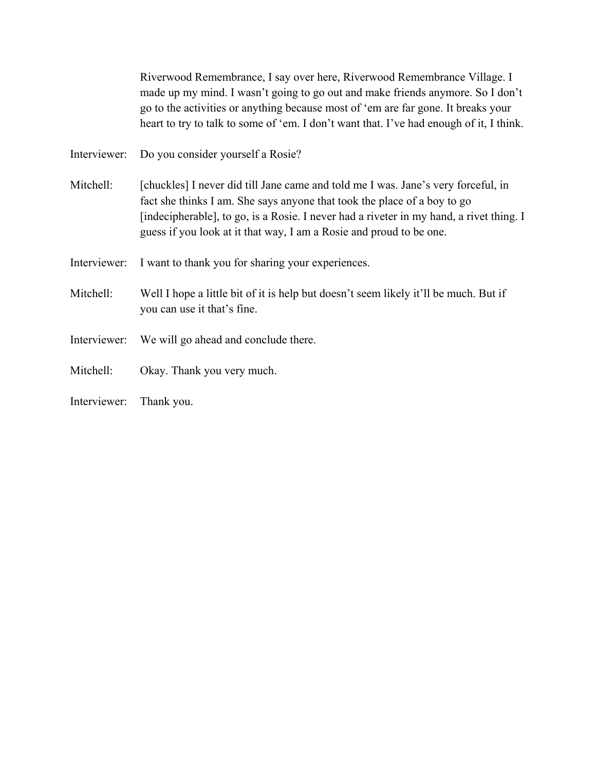Riverwood Remembrance, I say over here, Riverwood Remembrance Village. I made up my mind. I wasn't going to go out and make friends anymore. So I don't go to the activities or anything because most of 'em are far gone. It breaks your heart to try to talk to some of 'em. I don't want that. I've had enough of it, I think.

Interviewer: Do you consider yourself a Rosie?

Mitchell: [chuckles] I never did till Jane came and told me I was. Jane's very forceful, in fact she thinks I am. She says anyone that took the place of a boy to go [indecipherable], to go, is a Rosie. I never had a riveter in my hand, a rivet thing. I guess if you look at it that way, I am a Rosie and proud to be one.

Interviewer: I want to thank you for sharing your experiences.

Mitchell: Well I hope a little bit of it is help but doesn't seem likely it'll be much. But if you can use it that's fine.

Interviewer: We will go ahead and conclude there.

Mitchell: Okay. Thank you very much.

Interviewer: Thank you.